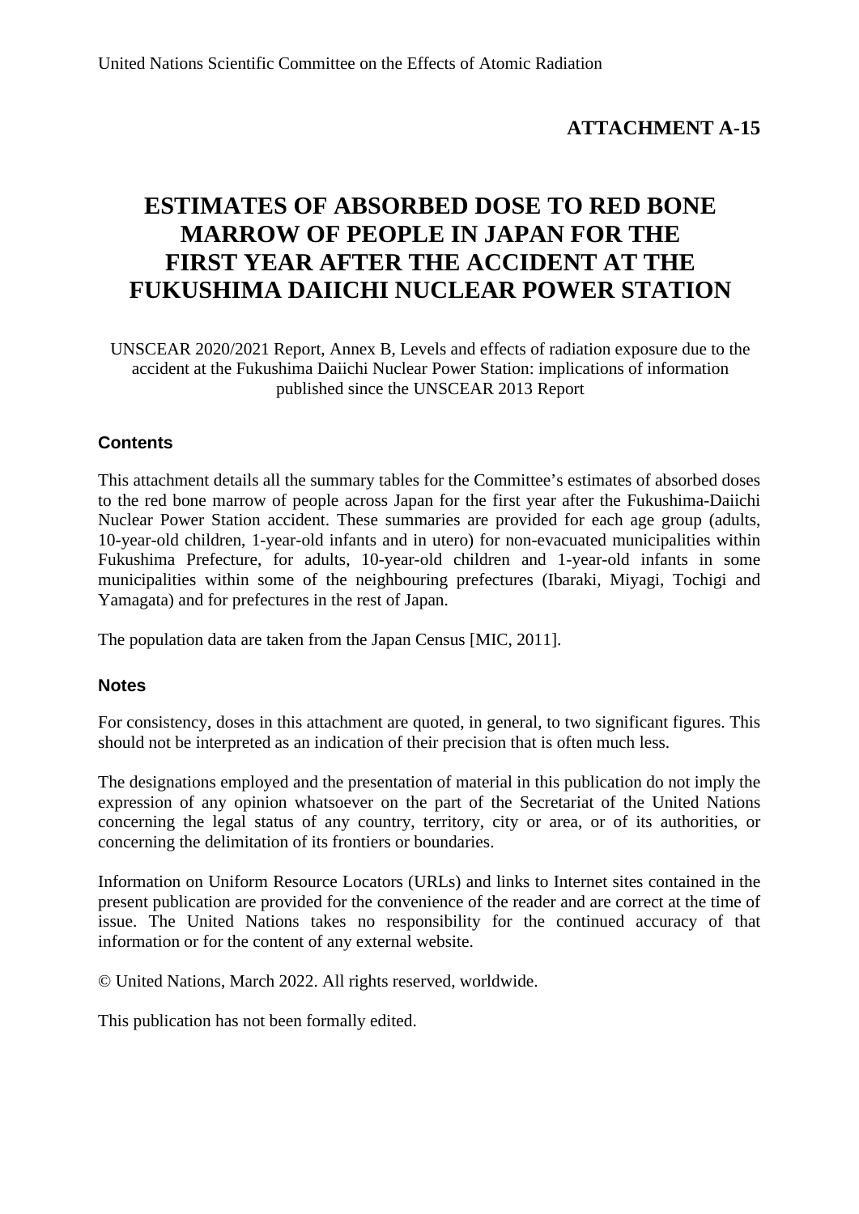United Nations Scientific Committee on the Effects of Atomic Radiation

**ATTACHMENT A-15**

# ESTIMATES OF ABSORBED DOSE TO RED BONE MARROW OF PEOPLE IN JAPAN FOR THE FIRST YEAR AFTER THE ACCIDENT AT THE FUKUSHIMA DAIICHI NUCLEAR POWER STATION

UNSCEAR 2020/2021 Report, Annex B, Levels and effects of radiation exposure due to the accident at the Fukushima Daiichi Nuclear Power Station: implications of information published since the UNSCEAR 2013 Report

## Contents

This attachment details all the summary tables for the Committee's estimates of absorbed doses to the red bone marrow of people across Japan for the first year after the Fukushima-Daiichi Nuclear Power Station accident. These summaries are provided for each age group (adults, 10-year-old children, 1-year-old infants and in utero) for non-evacuated municipalities within Fukushima Prefecture, for adults, 10-year-old children and 1-year-old infants in some municipalities within some of the neighbouring prefectures (Ibaraki, Miyagi, Tochigi and Yamagata) and for prefectures in the rest of Japan.

The population data are taken from the Japan Census [MIC, 2011].

## Notes

For consistency, doses in this attachment are quoted, in general, to two significant figures. This should not be interpreted as an indication of their precision that is often much less.

The designations employed and the presentation of material in this publication do not imply the expression of any opinion whatsoever on the part of the Secretariat of the United Nations concerning the legal status of any country, territory, city or area, or of its authorities, or concerning the delimitation of its frontiers or boundaries.

Information on Uniform Resource Locators (URLs) and links to Internet sites contained in the present publication are provided for the convenience of the reader and are correct at the time of issue. The United Nations takes no responsibility for the continued accuracy of that information or for the content of any external website.

© United Nations, March 2022. All rights reserved, worldwide.

This publication has not been formally edited.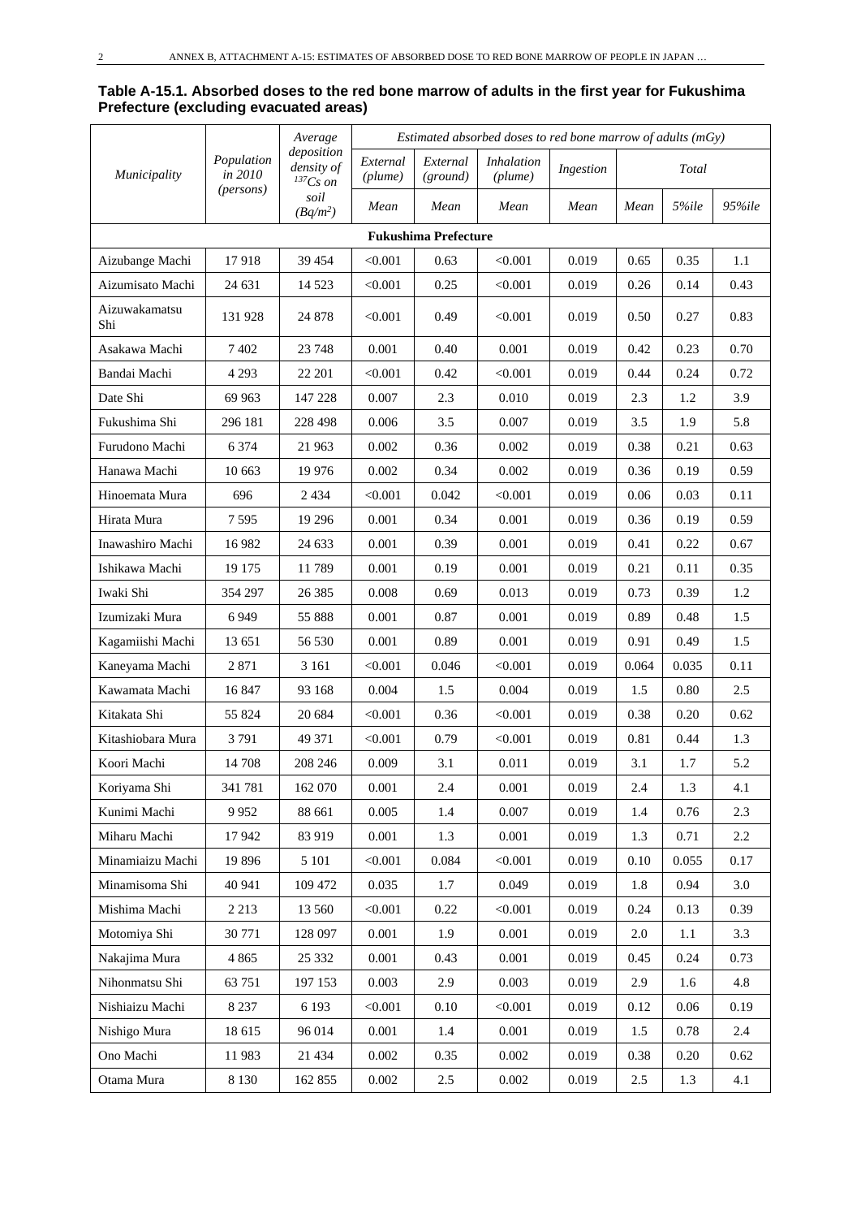**Table A-15.1. Absorbed doses to the red bone marrow of adults in the first year for Fukushima Prefecture (excluding evacuated areas)**

| *Municipality* | *Population in 2010 (persons)* | *Average deposition density of $^{137}Cs$ on soil ($Bq/m^2$)* | *Estimated absorbed doses to red bone marrow of adults (mGy)* | | | | | | |
|---|---|---|---|---|---|---|---|---|---|
| | | | *External (plume)* | *External (ground)* | *Inhalation (plume)* | *Ingestion* | *Total* | | |
| | | | *Mean* | *Mean* | *Mean* | *Mean* | *Mean* | *5%ile* | *95%ile* |
| **Fukushima Prefecture** | | | | | | | | | |
| Aizubange Machi | 17 918 | 39 454 | <0.001 | 0.63 | <0.001 | 0.019 | 0.65 | 0.35 | 1.1 |
| Aizumisato Machi | 24 631 | 14 523 | <0.001 | 0.25 | <0.001 | 0.019 | 0.26 | 0.14 | 0.43 |
| Aizuwakamatsu Shi | 131 928 | 24 878 | <0.001 | 0.49 | <0.001 | 0.019 | 0.50 | 0.27 | 0.83 |
| Asakawa Machi | 7 402 | 23 748 | 0.001 | 0.40 | 0.001 | 0.019 | 0.42 | 0.23 | 0.70 |
| Bandai Machi | 4 293 | 22 201 | <0.001 | 0.42 | <0.001 | 0.019 | 0.44 | 0.24 | 0.72 |
| Date Shi | 69 963 | 147 228 | 0.007 | 2.3 | 0.010 | 0.019 | 2.3 | 1.2 | 3.9 |
| Fukushima Shi | 296 181 | 228 498 | 0.006 | 3.5 | 0.007 | 0.019 | 3.5 | 1.9 | 5.8 |
| Furudono Machi | 6 374 | 21 963 | 0.002 | 0.36 | 0.002 | 0.019 | 0.38 | 0.21 | 0.63 |
| Hanawa Machi | 10 663 | 19 976 | 0.002 | 0.34 | 0.002 | 0.019 | 0.36 | 0.19 | 0.59 |
| Hinoemata Mura | 696 | 2 434 | <0.001 | 0.042 | <0.001 | 0.019 | 0.06 | 0.03 | 0.11 |
| Hirata Mura | 7 595 | 19 296 | 0.001 | 0.34 | 0.001 | 0.019 | 0.36 | 0.19 | 0.59 |
| Inawashiro Machi | 16 982 | 24 633 | 0.001 | 0.39 | 0.001 | 0.019 | 0.41 | 0.22 | 0.67 |
| Ishikawa Machi | 19 175 | 11 789 | 0.001 | 0.19 | 0.001 | 0.019 | 0.21 | 0.11 | 0.35 |
| Iwaki Shi | 354 297 | 26 385 | 0.008 | 0.69 | 0.013 | 0.019 | 0.73 | 0.39 | 1.2 |
| Izumizaki Mura | 6 949 | 55 888 | 0.001 | 0.87 | 0.001 | 0.019 | 0.89 | 0.48 | 1.5 |
| Kagamiishi Machi | 13 651 | 56 530 | 0.001 | 0.89 | 0.001 | 0.019 | 0.91 | 0.49 | 1.5 |
| Kaneyama Machi | 2 871 | 3 161 | <0.001 | 0.046 | <0.001 | 0.019 | 0.064 | 0.035 | 0.11 |
| Kawamata Machi | 16 847 | 93 168 | 0.004 | 1.5 | 0.004 | 0.019 | 1.5 | 0.80 | 2.5 |
| Kitakata Shi | 55 824 | 20 684 | <0.001 | 0.36 | <0.001 | 0.019 | 0.38 | 0.20 | 0.62 |
| Kitashiobara Mura | 3 791 | 49 371 | <0.001 | 0.79 | <0.001 | 0.019 | 0.81 | 0.44 | 1.3 |
| Koori Machi | 14 708 | 208 246 | 0.009 | 3.1 | 0.011 | 0.019 | 3.1 | 1.7 | 5.2 |
| Koriyama Shi | 341 781 | 162 070 | 0.001 | 2.4 | 0.001 | 0.019 | 2.4 | 1.3 | 4.1 |
| Kunimi Machi | 9 952 | 88 661 | 0.005 | 1.4 | 0.007 | 0.019 | 1.4 | 0.76 | 2.3 |
| Miharu Machi | 17 942 | 83 919 | 0.001 | 1.3 | 0.001 | 0.019 | 1.3 | 0.71 | 2.2 |
| Minamiaizu Machi | 19 896 | 5 101 | <0.001 | 0.084 | <0.001 | 0.019 | 0.10 | 0.055 | 0.17 |
| Minamisoma Shi | 40 941 | 109 472 | 0.035 | 1.7 | 0.049 | 0.019 | 1.8 | 0.94 | 3.0 |
| Mishima Machi | 2 213 | 13 560 | <0.001 | 0.22 | <0.001 | 0.019 | 0.24 | 0.13 | 0.39 |
| Motomiya Shi | 30 771 | 128 097 | 0.001 | 1.9 | 0.001 | 0.019 | 2.0 | 1.1 | 3.3 |
| Nakajima Mura | 4 865 | 25 332 | 0.001 | 0.43 | 0.001 | 0.019 | 0.45 | 0.24 | 0.73 |
| Nihonmatsu Shi | 63 751 | 197 153 | 0.003 | 2.9 | 0.003 | 0.019 | 2.9 | 1.6 | 4.8 |
| Nishiaizu Machi | 8 237 | 6 193 | <0.001 | 0.10 | <0.001 | 0.019 | 0.12 | 0.06 | 0.19 |
| Nishigo Mura | 18 615 | 96 014 | 0.001 | 1.4 | 0.001 | 0.019 | 1.5 | 0.78 | 2.4 |
| Ono Machi | 11 983 | 21 434 | 0.002 | 0.35 | 0.002 | 0.019 | 0.38 | 0.20 | 0.62 |
| Otama Mura | 8 130 | 162 855 | 0.002 | 2.5 | 0.002 | 0.019 | 2.5 | 1.3 | 4.1 |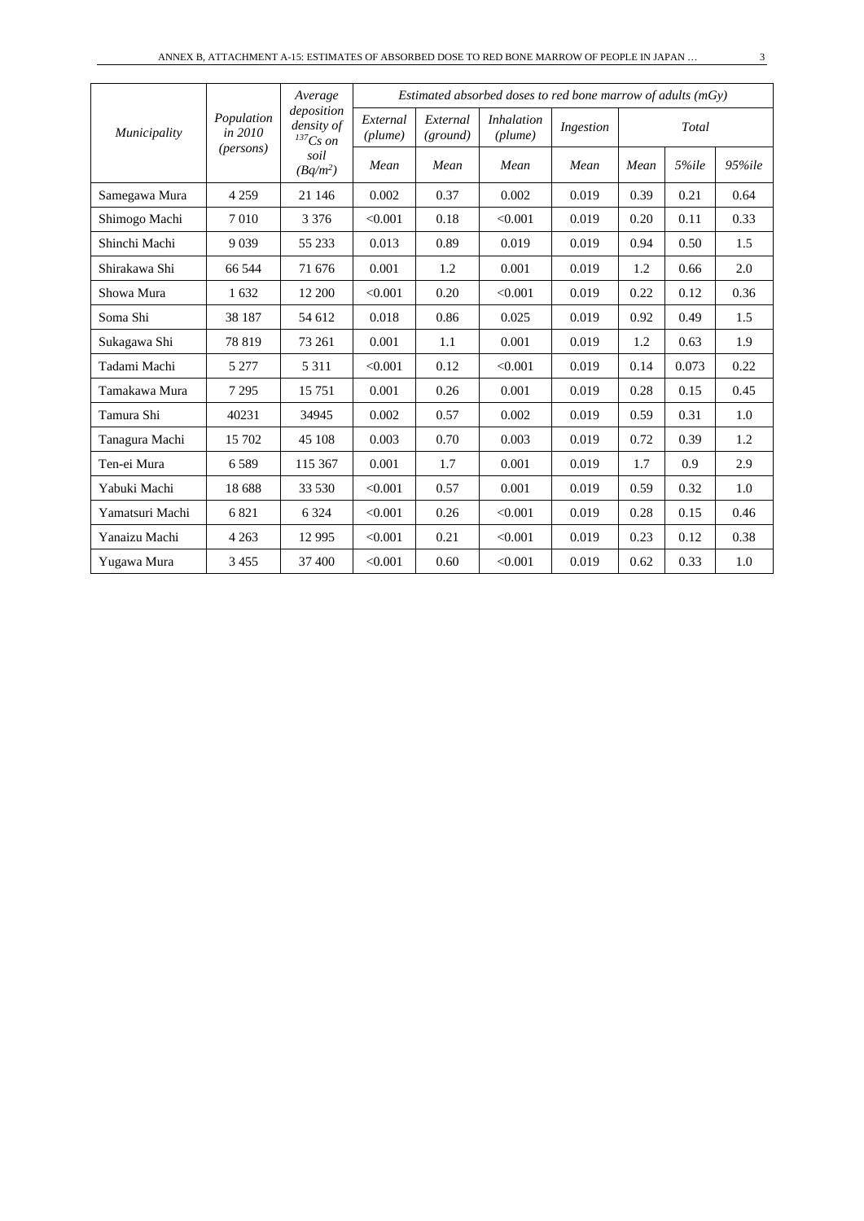| *Municipality* | *Population in 2010 (persons)* | *Average deposition density of $^{137}Cs$ on soil ($Bq/m^2$)* | *Estimated absorbed doses to red bone marrow of adults (mGy)* | | | | | | |
|---|---|---|---|---|---|---|---|---|---|
| | | | *External (plume)* | *External (ground)* | *Inhalation (plume)* | *Ingestion* | *Total* | | |
| | | | *Mean* | *Mean* | *Mean* | *Mean* | *Mean* | *5%ile* | *95%ile* |
| Samegawa Mura | 4 259 | 21 146 | 0.002 | 0.37 | 0.002 | 0.019 | 0.39 | 0.21 | 0.64 |
| Shimogo Machi | 7 010 | 3 376 | <0.001 | 0.18 | <0.001 | 0.019 | 0.20 | 0.11 | 0.33 |
| Shinchi Machi | 9 039 | 55 233 | 0.013 | 0.89 | 0.019 | 0.019 | 0.94 | 0.50 | 1.5 |
| Shirakawa Shi | 66 544 | 71 676 | 0.001 | 1.2 | 0.001 | 0.019 | 1.2 | 0.66 | 2.0 |
| Showa Mura | 1 632 | 12 200 | <0.001 | 0.20 | <0.001 | 0.019 | 0.22 | 0.12 | 0.36 |
| Soma Shi | 38 187 | 54 612 | 0.018 | 0.86 | 0.025 | 0.019 | 0.92 | 0.49 | 1.5 |
| Sukagawa Shi | 78 819 | 73 261 | 0.001 | 1.1 | 0.001 | 0.019 | 1.2 | 0.63 | 1.9 |
| Tadami Machi | 5 277 | 5 311 | <0.001 | 0.12 | <0.001 | 0.019 | 0.14 | 0.073 | 0.22 |
| Tamakawa Mura | 7 295 | 15 751 | 0.001 | 0.26 | 0.001 | 0.019 | 0.28 | 0.15 | 0.45 |
| Tamura Shi | 40231 | 34945 | 0.002 | 0.57 | 0.002 | 0.019 | 0.59 | 0.31 | 1.0 |
| Tanagura Machi | 15 702 | 45 108 | 0.003 | 0.70 | 0.003 | 0.019 | 0.72 | 0.39 | 1.2 |
| Ten-ei Mura | 6 589 | 115 367 | 0.001 | 1.7 | 0.001 | 0.019 | 1.7 | 0.9 | 2.9 |
| Yabuki Machi | 18 688 | 33 530 | <0.001 | 0.57 | 0.001 | 0.019 | 0.59 | 0.32 | 1.0 |
| Yamatsuri Machi | 6 821 | 6 324 | <0.001 | 0.26 | <0.001 | 0.019 | 0.28 | 0.15 | 0.46 |
| Yanaizu Machi | 4 263 | 12 995 | <0.001 | 0.21 | <0.001 | 0.019 | 0.23 | 0.12 | 0.38 |
| Yugawa Mura | 3 455 | 37 400 | <0.001 | 0.60 | <0.001 | 0.019 | 0.62 | 0.33 | 1.0 |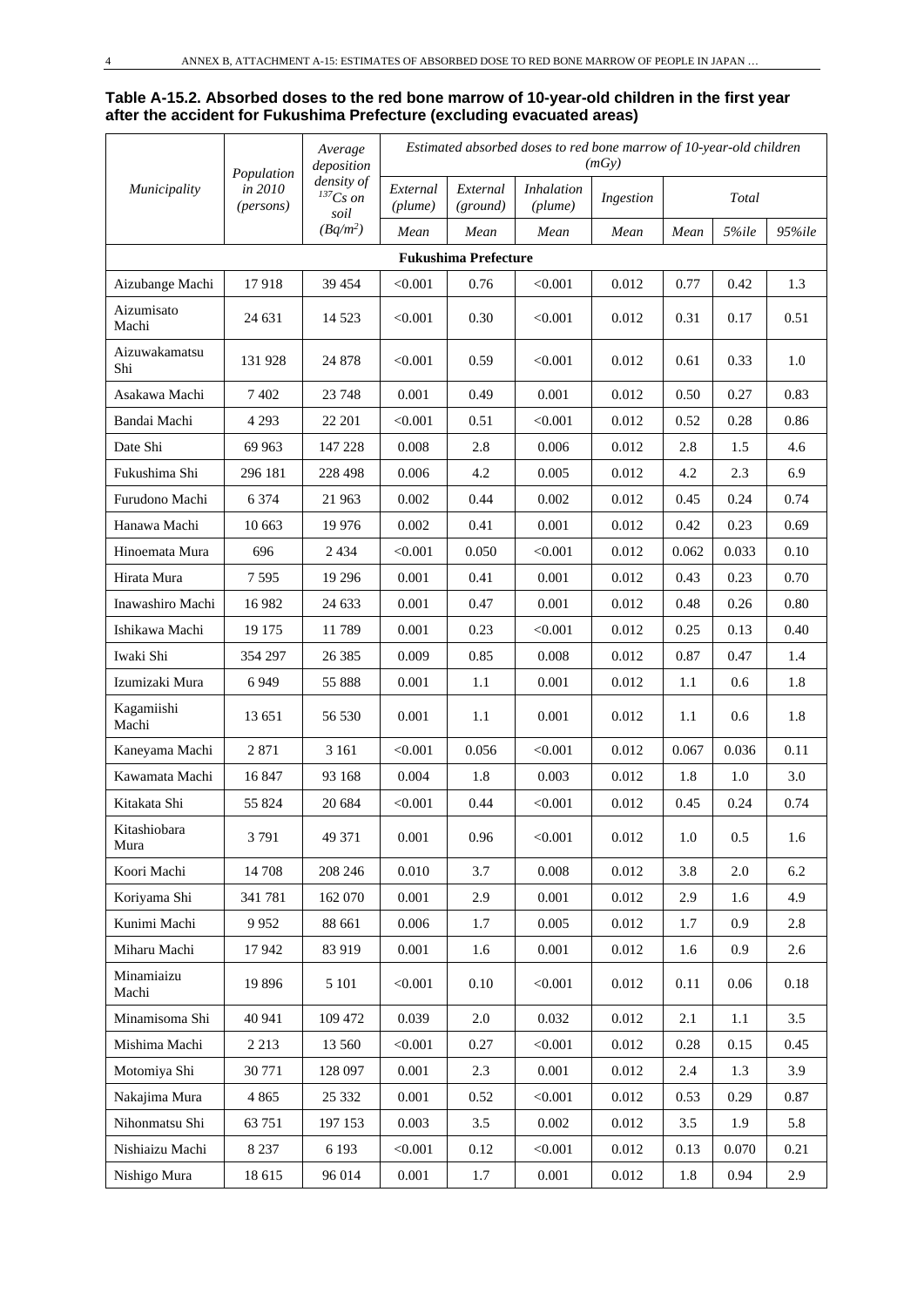**Table A-15.2. Absorbed doses to the red bone marrow of 10-year-old children in the first year after the accident for Fukushima Prefecture (excluding evacuated areas)**

| *Municipality* | *Population in 2010 (persons)* | *Average deposition density of $^{137}Cs$ on soil ($Bq/m^2$)* | *Estimated absorbed doses to red bone marrow of 10-year-old children (mGy)* | | | | | | |
|---|---|---|---|---|---|---|---|---|---|
| | | | *External (plume)* | *External (ground)* | *Inhalation (plume)* | *Ingestion* | *Total* | | |
| | | | *Mean* | *Mean* | *Mean* | *Mean* | *Mean* | *5%ile* | *95%ile* |
| **Fukushima Prefecture** | | | | | | | | | |
| Aizubange Machi | 17 918 | 39 454 | <0.001 | 0.76 | <0.001 | 0.012 | 0.77 | 0.42 | 1.3 |
| Aizumisato Machi | 24 631 | 14 523 | <0.001 | 0.30 | <0.001 | 0.012 | 0.31 | 0.17 | 0.51 |
| Aizuwakamatsu Shi | 131 928 | 24 878 | <0.001 | 0.59 | <0.001 | 0.012 | 0.61 | 0.33 | 1.0 |
| Asakawa Machi | 7 402 | 23 748 | 0.001 | 0.49 | 0.001 | 0.012 | 0.50 | 0.27 | 0.83 |
| Bandai Machi | 4 293 | 22 201 | <0.001 | 0.51 | <0.001 | 0.012 | 0.52 | 0.28 | 0.86 |
| Date Shi | 69 963 | 147 228 | 0.008 | 2.8 | 0.006 | 0.012 | 2.8 | 1.5 | 4.6 |
| Fukushima Shi | 296 181 | 228 498 | 0.006 | 4.2 | 0.005 | 0.012 | 4.2 | 2.3 | 6.9 |
| Furudono Machi | 6 374 | 21 963 | 0.002 | 0.44 | 0.002 | 0.012 | 0.45 | 0.24 | 0.74 |
| Hanawa Machi | 10 663 | 19 976 | 0.002 | 0.41 | 0.001 | 0.012 | 0.42 | 0.23 | 0.69 |
| Hinoemata Mura | 696 | 2 434 | <0.001 | 0.050 | <0.001 | 0.012 | 0.062 | 0.033 | 0.10 |
| Hirata Mura | 7 595 | 19 296 | 0.001 | 0.41 | 0.001 | 0.012 | 0.43 | 0.23 | 0.70 |
| Inawashiro Machi | 16 982 | 24 633 | 0.001 | 0.47 | 0.001 | 0.012 | 0.48 | 0.26 | 0.80 |
| Ishikawa Machi | 19 175 | 11 789 | 0.001 | 0.23 | <0.001 | 0.012 | 0.25 | 0.13 | 0.40 |
| Iwaki Shi | 354 297 | 26 385 | 0.009 | 0.85 | 0.008 | 0.012 | 0.87 | 0.47 | 1.4 |
| Izumizaki Mura | 6 949 | 55 888 | 0.001 | 1.1 | 0.001 | 0.012 | 1.1 | 0.6 | 1.8 |
| Kagamiishi Machi | 13 651 | 56 530 | 0.001 | 1.1 | 0.001 | 0.012 | 1.1 | 0.6 | 1.8 |
| Kaneyama Machi | 2 871 | 3 161 | <0.001 | 0.056 | <0.001 | 0.012 | 0.067 | 0.036 | 0.11 |
| Kawamata Machi | 16 847 | 93 168 | 0.004 | 1.8 | 0.003 | 0.012 | 1.8 | 1.0 | 3.0 |
| Kitakata Shi | 55 824 | 20 684 | <0.001 | 0.44 | <0.001 | 0.012 | 0.45 | 0.24 | 0.74 |
| Kitashiobara Mura | 3 791 | 49 371 | 0.001 | 0.96 | <0.001 | 0.012 | 1.0 | 0.5 | 1.6 |
| Koori Machi | 14 708 | 208 246 | 0.010 | 3.7 | 0.008 | 0.012 | 3.8 | 2.0 | 6.2 |
| Koriyama Shi | 341 781 | 162 070 | 0.001 | 2.9 | 0.001 | 0.012 | 2.9 | 1.6 | 4.9 |
| Kunimi Machi | 9 952 | 88 661 | 0.006 | 1.7 | 0.005 | 0.012 | 1.7 | 0.9 | 2.8 |
| Miharu Machi | 17 942 | 83 919 | 0.001 | 1.6 | 0.001 | 0.012 | 1.6 | 0.9 | 2.6 |
| Minamiaizu Machi | 19 896 | 5 101 | <0.001 | 0.10 | <0.001 | 0.012 | 0.11 | 0.06 | 0.18 |
| Minamisoma Shi | 40 941 | 109 472 | 0.039 | 2.0 | 0.032 | 0.012 | 2.1 | 1.1 | 3.5 |
| Mishima Machi | 2 213 | 13 560 | <0.001 | 0.27 | <0.001 | 0.012 | 0.28 | 0.15 | 0.45 |
| Motomiya Shi | 30 771 | 128 097 | 0.001 | 2.3 | 0.001 | 0.012 | 2.4 | 1.3 | 3.9 |
| Nakajima Mura | 4 865 | 25 332 | 0.001 | 0.52 | <0.001 | 0.012 | 0.53 | 0.29 | 0.87 |
| Nihonmatsu Shi | 63 751 | 197 153 | 0.003 | 3.5 | 0.002 | 0.012 | 3.5 | 1.9 | 5.8 |
| Nishiaizu Machi | 8 237 | 6 193 | <0.001 | 0.12 | <0.001 | 0.012 | 0.13 | 0.070 | 0.21 |
| Nishigo Mura | 18 615 | 96 014 | 0.001 | 1.7 | 0.001 | 0.012 | 1.8 | 0.94 | 2.9 |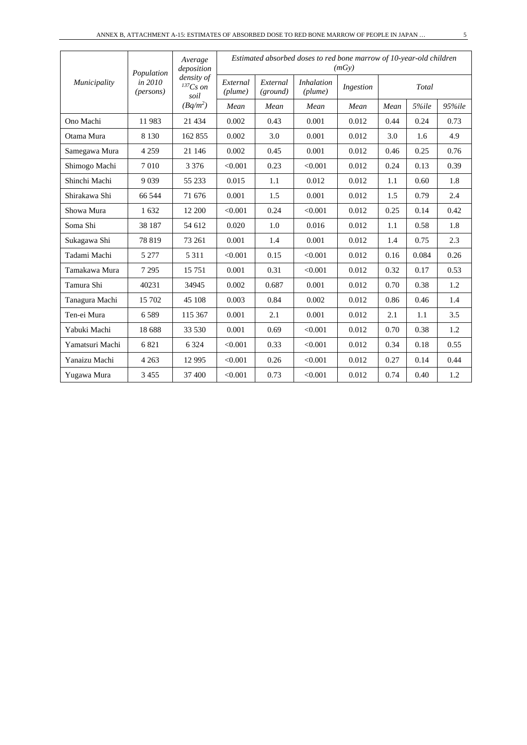| Municipality | Population in 2010 (persons) | Average deposition density of $^{137}Cs$ on soil ($Bq/m^2$) | Estimated absorbed doses to red bone marrow of 10-year-old children (mGy) | | | | | | |
|---|---|---|---|---|---|---|---|---|---|
| | | | *External (plume)* | *External (ground)* | *Inhalation (plume)* | *Ingestion* | *Total* | | |
| | | | *Mean* | *Mean* | *Mean* | *Mean* | *Mean* | *5%ile* | *95%ile* |
| Ono Machi | 11 983 | 21 434 | 0.002 | 0.43 | 0.001 | 0.012 | 0.44 | 0.24 | 0.73 |
| Otama Mura | 8 130 | 162 855 | 0.002 | 3.0 | 0.001 | 0.012 | 3.0 | 1.6 | 4.9 |
| Samegawa Mura | 4 259 | 21 146 | 0.002 | 0.45 | 0.001 | 0.012 | 0.46 | 0.25 | 0.76 |
| Shimogo Machi | 7 010 | 3 376 | <0.001 | 0.23 | <0.001 | 0.012 | 0.24 | 0.13 | 0.39 |
| Shinchi Machi | 9 039 | 55 233 | 0.015 | 1.1 | 0.012 | 0.012 | 1.1 | 0.60 | 1.8 |
| Shirakawa Shi | 66 544 | 71 676 | 0.001 | 1.5 | 0.001 | 0.012 | 1.5 | 0.79 | 2.4 |
| Showa Mura | 1 632 | 12 200 | <0.001 | 0.24 | <0.001 | 0.012 | 0.25 | 0.14 | 0.42 |
| Soma Shi | 38 187 | 54 612 | 0.020 | 1.0 | 0.016 | 0.012 | 1.1 | 0.58 | 1.8 |
| Sukagawa Shi | 78 819 | 73 261 | 0.001 | 1.4 | 0.001 | 0.012 | 1.4 | 0.75 | 2.3 |
| Tadami Machi | 5 277 | 5 311 | <0.001 | 0.15 | <0.001 | 0.012 | 0.16 | 0.084 | 0.26 |
| Tamakawa Mura | 7 295 | 15 751 | 0.001 | 0.31 | <0.001 | 0.012 | 0.32 | 0.17 | 0.53 |
| Tamura Shi | 40231 | 34945 | 0.002 | 0.687 | 0.001 | 0.012 | 0.70 | 0.38 | 1.2 |
| Tanagura Machi | 15 702 | 45 108 | 0.003 | 0.84 | 0.002 | 0.012 | 0.86 | 0.46 | 1.4 |
| Ten-ei Mura | 6 589 | 115 367 | 0.001 | 2.1 | 0.001 | 0.012 | 2.1 | 1.1 | 3.5 |
| Yabuki Machi | 18 688 | 33 530 | 0.001 | 0.69 | <0.001 | 0.012 | 0.70 | 0.38 | 1.2 |
| Yamatsuri Machi | 6 821 | 6 324 | <0.001 | 0.33 | <0.001 | 0.012 | 0.34 | 0.18 | 0.55 |
| Yanaizu Machi | 4 263 | 12 995 | <0.001 | 0.26 | <0.001 | 0.012 | 0.27 | 0.14 | 0.44 |
| Yugawa Mura | 3 455 | 37 400 | <0.001 | 0.73 | <0.001 | 0.012 | 0.74 | 0.40 | 1.2 |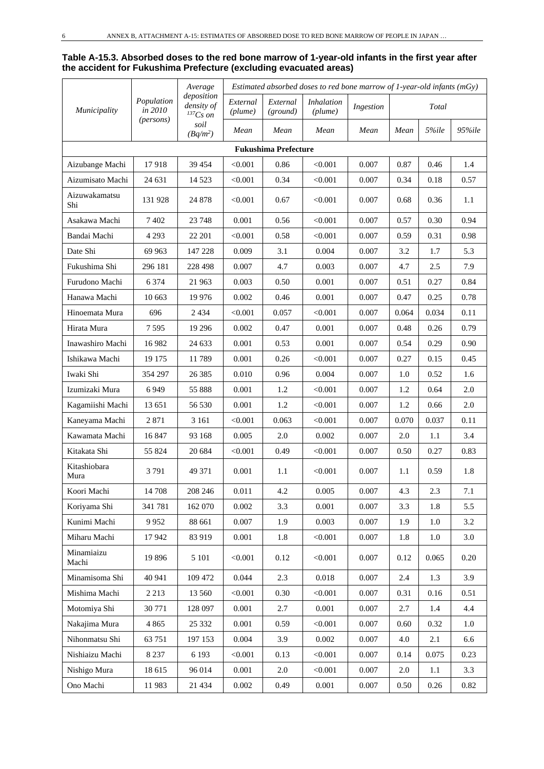**Table A-15.3. Absorbed doses to the red bone marrow of 1-year-old infants in the first year after the accident for Fukushima Prefecture (excluding evacuated areas)**

| *Municipality* | *Population in 2010 (persons)* | *Average deposition density of $^{137}Cs$ on soil ($Bq/m^2$)* | *Estimated absorbed doses to red bone marrow of 1-year-old infants (mGy)* | | | | | | |
|---|---|---|---|---|---|---|---|---|---|
| | | | *External (plume)* | *External (ground)* | *Inhalation (plume)* | *Ingestion* | *Total* | | |
| | | | *Mean* | *Mean* | *Mean* | *Mean* | *Mean* | *5%ile* | *95%ile* |
| **Fukushima Prefecture** | | | | | | | | | |
| Aizubange Machi | 17 918 | 39 454 | <0.001 | 0.86 | <0.001 | 0.007 | 0.87 | 0.46 | 1.4 |
| Aizumisato Machi | 24 631 | 14 523 | <0.001 | 0.34 | <0.001 | 0.007 | 0.34 | 0.18 | 0.57 |
| Aizuwakamatsu Shi | 131 928 | 24 878 | <0.001 | 0.67 | <0.001 | 0.007 | 0.68 | 0.36 | 1.1 |
| Asakawa Machi | 7 402 | 23 748 | 0.001 | 0.56 | <0.001 | 0.007 | 0.57 | 0.30 | 0.94 |
| Bandai Machi | 4 293 | 22 201 | <0.001 | 0.58 | <0.001 | 0.007 | 0.59 | 0.31 | 0.98 |
| Date Shi | 69 963 | 147 228 | 0.009 | 3.1 | 0.004 | 0.007 | 3.2 | 1.7 | 5.3 |
| Fukushima Shi | 296 181 | 228 498 | 0.007 | 4.7 | 0.003 | 0.007 | 4.7 | 2.5 | 7.9 |
| Furudono Machi | 6 374 | 21 963 | 0.003 | 0.50 | 0.001 | 0.007 | 0.51 | 0.27 | 0.84 |
| Hanawa Machi | 10 663 | 19 976 | 0.002 | 0.46 | 0.001 | 0.007 | 0.47 | 0.25 | 0.78 |
| Hinoemata Mura | 696 | 2 434 | <0.001 | 0.057 | <0.001 | 0.007 | 0.064 | 0.034 | 0.11 |
| Hirata Mura | 7 595 | 19 296 | 0.002 | 0.47 | 0.001 | 0.007 | 0.48 | 0.26 | 0.79 |
| Inawashiro Machi | 16 982 | 24 633 | 0.001 | 0.53 | 0.001 | 0.007 | 0.54 | 0.29 | 0.90 |
| Ishikawa Machi | 19 175 | 11 789 | 0.001 | 0.26 | <0.001 | 0.007 | 0.27 | 0.15 | 0.45 |
| Iwaki Shi | 354 297 | 26 385 | 0.010 | 0.96 | 0.004 | 0.007 | 1.0 | 0.52 | 1.6 |
| Izumizaki Mura | 6 949 | 55 888 | 0.001 | 1.2 | <0.001 | 0.007 | 1.2 | 0.64 | 2.0 |
| Kagamiishi Machi | 13 651 | 56 530 | 0.001 | 1.2 | <0.001 | 0.007 | 1.2 | 0.66 | 2.0 |
| Kaneyama Machi | 2 871 | 3 161 | <0.001 | 0.063 | <0.001 | 0.007 | 0.070 | 0.037 | 0.11 |
| Kawamata Machi | 16 847 | 93 168 | 0.005 | 2.0 | 0.002 | 0.007 | 2.0 | 1.1 | 3.4 |
| Kitakata Shi | 55 824 | 20 684 | <0.001 | 0.49 | <0.001 | 0.007 | 0.50 | 0.27 | 0.83 |
| Kitashiobara Mura | 3 791 | 49 371 | 0.001 | 1.1 | <0.001 | 0.007 | 1.1 | 0.59 | 1.8 |
| Koori Machi | 14 708 | 208 246 | 0.011 | 4.2 | 0.005 | 0.007 | 4.3 | 2.3 | 7.1 |
| Koriyama Shi | 341 781 | 162 070 | 0.002 | 3.3 | 0.001 | 0.007 | 3.3 | 1.8 | 5.5 |
| Kunimi Machi | 9 952 | 88 661 | 0.007 | 1.9 | 0.003 | 0.007 | 1.9 | 1.0 | 3.2 |
| Miharu Machi | 17 942 | 83 919 | 0.001 | 1.8 | <0.001 | 0.007 | 1.8 | 1.0 | 3.0 |
| Minamiaizu Machi | 19 896 | 5 101 | <0.001 | 0.12 | <0.001 | 0.007 | 0.12 | 0.065 | 0.20 |
| Minamisoma Shi | 40 941 | 109 472 | 0.044 | 2.3 | 0.018 | 0.007 | 2.4 | 1.3 | 3.9 |
| Mishima Machi | 2 213 | 13 560 | <0.001 | 0.30 | <0.001 | 0.007 | 0.31 | 0.16 | 0.51 |
| Motomiya Shi | 30 771 | 128 097 | 0.001 | 2.7 | 0.001 | 0.007 | 2.7 | 1.4 | 4.4 |
| Nakajima Mura | 4 865 | 25 332 | 0.001 | 0.59 | <0.001 | 0.007 | 0.60 | 0.32 | 1.0 |
| Nihonmatsu Shi | 63 751 | 197 153 | 0.004 | 3.9 | 0.002 | 0.007 | 4.0 | 2.1 | 6.6 |
| Nishiaizu Machi | 8 237 | 6 193 | <0.001 | 0.13 | <0.001 | 0.007 | 0.14 | 0.075 | 0.23 |
| Nishigo Mura | 18 615 | 96 014 | 0.001 | 2.0 | <0.001 | 0.007 | 2.0 | 1.1 | 3.3 |
| Ono Machi | 11 983 | 21 434 | 0.002 | 0.49 | 0.001 | 0.007 | 0.50 | 0.26 | 0.82 |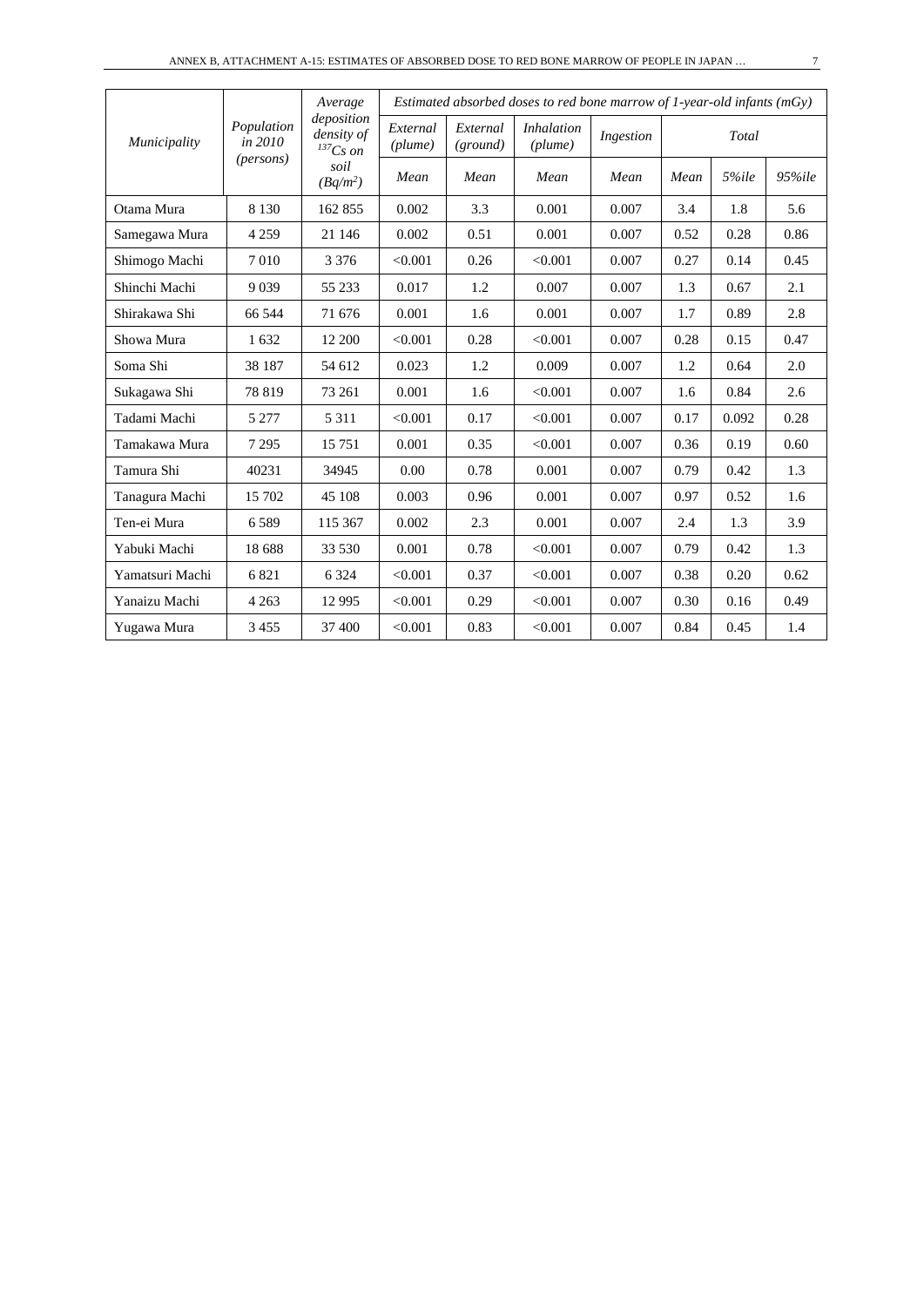| Municipality | Population in 2010 (persons) | Average deposition density of $^{137}Cs$ on soil ($Bq/m^2$) | Estimated absorbed doses to red bone marrow of 1-year-old infants (mGy) | | | | | | |
|---|---|---|---|---|---|---|---|---|---|
| | | | External (plume) | External (ground) | Inhalation (plume) | Ingestion | Total | | |
| | | | Mean | Mean | Mean | Mean | Mean | 5%ile | 95%ile |
| Otama Mura | 8 130 | 162 855 | 0.002 | 3.3 | 0.001 | 0.007 | 3.4 | 1.8 | 5.6 |
| Samegawa Mura | 4 259 | 21 146 | 0.002 | 0.51 | 0.001 | 0.007 | 0.52 | 0.28 | 0.86 |
| Shimogo Machi | 7 010 | 3 376 | <0.001 | 0.26 | <0.001 | 0.007 | 0.27 | 0.14 | 0.45 |
| Shinchi Machi | 9 039 | 55 233 | 0.017 | 1.2 | 0.007 | 0.007 | 1.3 | 0.67 | 2.1 |
| Shirakawa Shi | 66 544 | 71 676 | 0.001 | 1.6 | 0.001 | 0.007 | 1.7 | 0.89 | 2.8 |
| Showa Mura | 1 632 | 12 200 | <0.001 | 0.28 | <0.001 | 0.007 | 0.28 | 0.15 | 0.47 |
| Soma Shi | 38 187 | 54 612 | 0.023 | 1.2 | 0.009 | 0.007 | 1.2 | 0.64 | 2.0 |
| Sukagawa Shi | 78 819 | 73 261 | 0.001 | 1.6 | <0.001 | 0.007 | 1.6 | 0.84 | 2.6 |
| Tadami Machi | 5 277 | 5 311 | <0.001 | 0.17 | <0.001 | 0.007 | 0.17 | 0.092 | 0.28 |
| Tamakawa Mura | 7 295 | 15 751 | 0.001 | 0.35 | <0.001 | 0.007 | 0.36 | 0.19 | 0.60 |
| Tamura Shi | 40231 | 34945 | 0.00 | 0.78 | 0.001 | 0.007 | 0.79 | 0.42 | 1.3 |
| Tanagura Machi | 15 702 | 45 108 | 0.003 | 0.96 | 0.001 | 0.007 | 0.97 | 0.52 | 1.6 |
| Ten-ei Mura | 6 589 | 115 367 | 0.002 | 2.3 | 0.001 | 0.007 | 2.4 | 1.3 | 3.9 |
| Yabuki Machi | 18 688 | 33 530 | 0.001 | 0.78 | <0.001 | 0.007 | 0.79 | 0.42 | 1.3 |
| Yamatsuri Machi | 6 821 | 6 324 | <0.001 | 0.37 | <0.001 | 0.007 | 0.38 | 0.20 | 0.62 |
| Yanaizu Machi | 4 263 | 12 995 | <0.001 | 0.29 | <0.001 | 0.007 | 0.30 | 0.16 | 0.49 |
| Yugawa Mura | 3 455 | 37 400 | <0.001 | 0.83 | <0.001 | 0.007 | 0.84 | 0.45 | 1.4 |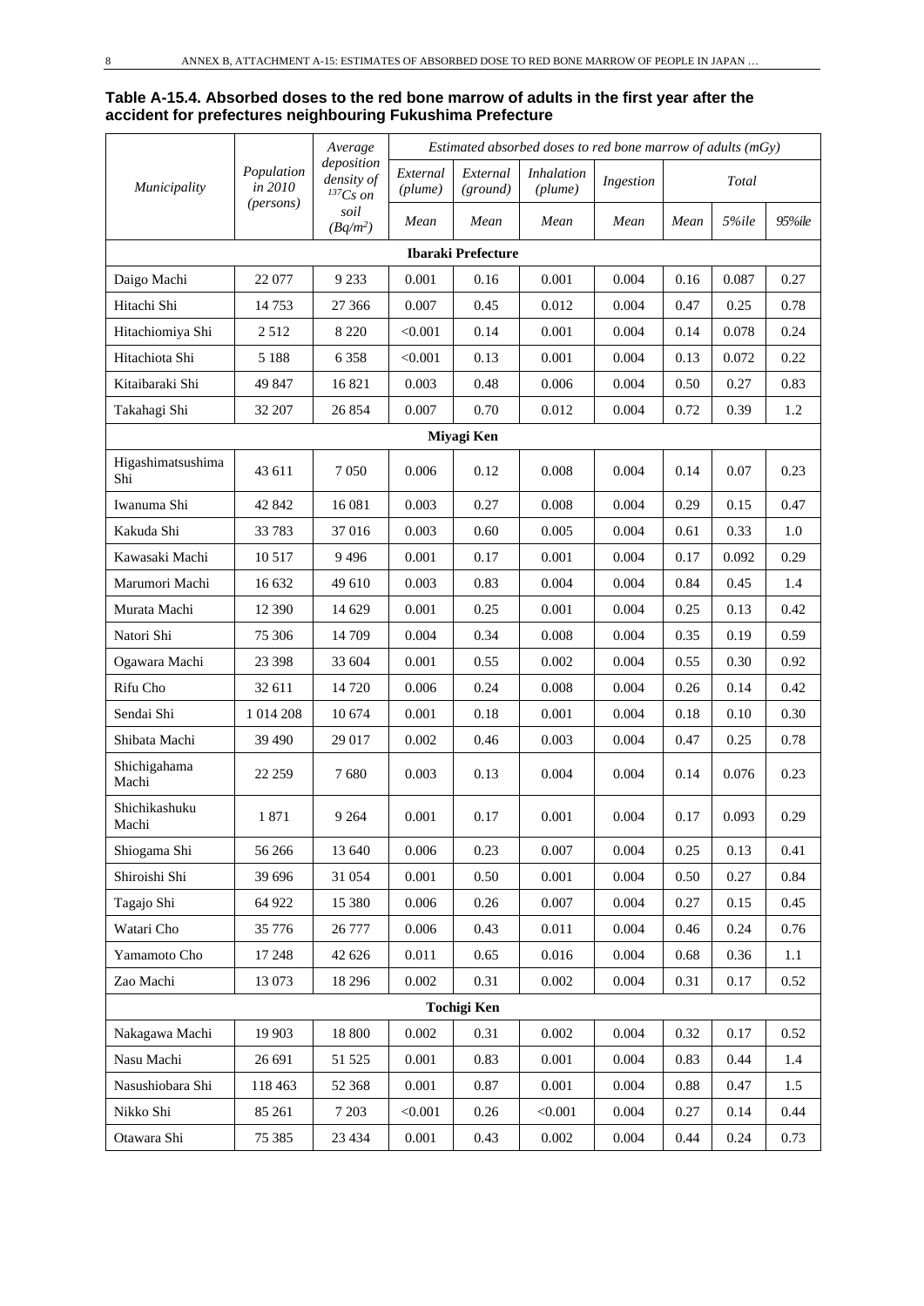**Table A-15.4. Absorbed doses to the red bone marrow of adults in the first year after the accident for prefectures neighbouring Fukushima Prefecture**

| *Municipality* | *Population in 2010 (persons)* | *Average deposition density of $^{137}Cs$ on soil ($Bq/m^2$)* | *Estimated absorbed doses to red bone marrow of adults (mGy)* | | | | | | |
|---|---|---|---|---|---|---|---|---|---|
| | | | *External (plume)* | *External (ground)* | *Inhalation (plume)* | *Ingestion* | *Total* | | |
| | | | *Mean* | *Mean* | *Mean* | *Mean* | *Mean* | *5%ile* | *95%ile* |
| **Ibaraki Prefecture** | | | | | | | | | |
| Daigo Machi | 22 077 | 9 233 | 0.001 | 0.16 | 0.001 | 0.004 | 0.16 | 0.087 | 0.27 |
| Hitachi Shi | 14 753 | 27 366 | 0.007 | 0.45 | 0.012 | 0.004 | 0.47 | 0.25 | 0.78 |
| Hitachiomiya Shi | 2 512 | 8 220 | <0.001 | 0.14 | 0.001 | 0.004 | 0.14 | 0.078 | 0.24 |
| Hitachiota Shi | 5 188 | 6 358 | <0.001 | 0.13 | 0.001 | 0.004 | 0.13 | 0.072 | 0.22 |
| Kitaibaraki Shi | 49 847 | 16 821 | 0.003 | 0.48 | 0.006 | 0.004 | 0.50 | 0.27 | 0.83 |
| Takahagi Shi | 32 207 | 26 854 | 0.007 | 0.70 | 0.012 | 0.004 | 0.72 | 0.39 | 1.2 |
| **Miyagi Ken** | | | | | | | | | |
| Higashimatsushima Shi | 43 611 | 7 050 | 0.006 | 0.12 | 0.008 | 0.004 | 0.14 | 0.07 | 0.23 |
| Iwanuma Shi | 42 842 | 16 081 | 0.003 | 0.27 | 0.008 | 0.004 | 0.29 | 0.15 | 0.47 |
| Kakuda Shi | 33 783 | 37 016 | 0.003 | 0.60 | 0.005 | 0.004 | 0.61 | 0.33 | 1.0 |
| Kawasaki Machi | 10 517 | 9 496 | 0.001 | 0.17 | 0.001 | 0.004 | 0.17 | 0.092 | 0.29 |
| Marumori Machi | 16 632 | 49 610 | 0.003 | 0.83 | 0.004 | 0.004 | 0.84 | 0.45 | 1.4 |
| Murata Machi | 12 390 | 14 629 | 0.001 | 0.25 | 0.001 | 0.004 | 0.25 | 0.13 | 0.42 |
| Natori Shi | 75 306 | 14 709 | 0.004 | 0.34 | 0.008 | 0.004 | 0.35 | 0.19 | 0.59 |
| Ogawara Machi | 23 398 | 33 604 | 0.001 | 0.55 | 0.002 | 0.004 | 0.55 | 0.30 | 0.92 |
| Rifu Cho | 32 611 | 14 720 | 0.006 | 0.24 | 0.008 | 0.004 | 0.26 | 0.14 | 0.42 |
| Sendai Shi | 1 014 208 | 10 674 | 0.001 | 0.18 | 0.001 | 0.004 | 0.18 | 0.10 | 0.30 |
| Shibata Machi | 39 490 | 29 017 | 0.002 | 0.46 | 0.003 | 0.004 | 0.47 | 0.25 | 0.78 |
| Shichigahama Machi | 22 259 | 7 680 | 0.003 | 0.13 | 0.004 | 0.004 | 0.14 | 0.076 | 0.23 |
| Shichikashuku Machi | 1 871 | 9 264 | 0.001 | 0.17 | 0.001 | 0.004 | 0.17 | 0.093 | 0.29 |
| Shiogama Shi | 56 266 | 13 640 | 0.006 | 0.23 | 0.007 | 0.004 | 0.25 | 0.13 | 0.41 |
| Shiroishi Shi | 39 696 | 31 054 | 0.001 | 0.50 | 0.001 | 0.004 | 0.50 | 0.27 | 0.84 |
| Tagajo Shi | 64 922 | 15 380 | 0.006 | 0.26 | 0.007 | 0.004 | 0.27 | 0.15 | 0.45 |
| Watari Cho | 35 776 | 26 777 | 0.006 | 0.43 | 0.011 | 0.004 | 0.46 | 0.24 | 0.76 |
| Yamamoto Cho | 17 248 | 42 626 | 0.011 | 0.65 | 0.016 | 0.004 | 0.68 | 0.36 | 1.1 |
| Zao Machi | 13 073 | 18 296 | 0.002 | 0.31 | 0.002 | 0.004 | 0.31 | 0.17 | 0.52 |
| **Tochigi Ken** | | | | | | | | | |
| Nakagawa Machi | 19 903 | 18 800 | 0.002 | 0.31 | 0.002 | 0.004 | 0.32 | 0.17 | 0.52 |
| Nasu Machi | 26 691 | 51 525 | 0.001 | 0.83 | 0.001 | 0.004 | 0.83 | 0.44 | 1.4 |
| Nasushiobara Shi | 118 463 | 52 368 | 0.001 | 0.87 | 0.001 | 0.004 | 0.88 | 0.47 | 1.5 |
| Nikko Shi | 85 261 | 7 203 | <0.001 | 0.26 | <0.001 | 0.004 | 0.27 | 0.14 | 0.44 |
| Otawara Shi | 75 385 | 23 434 | 0.001 | 0.43 | 0.002 | 0.004 | 0.44 | 0.24 | 0.73 |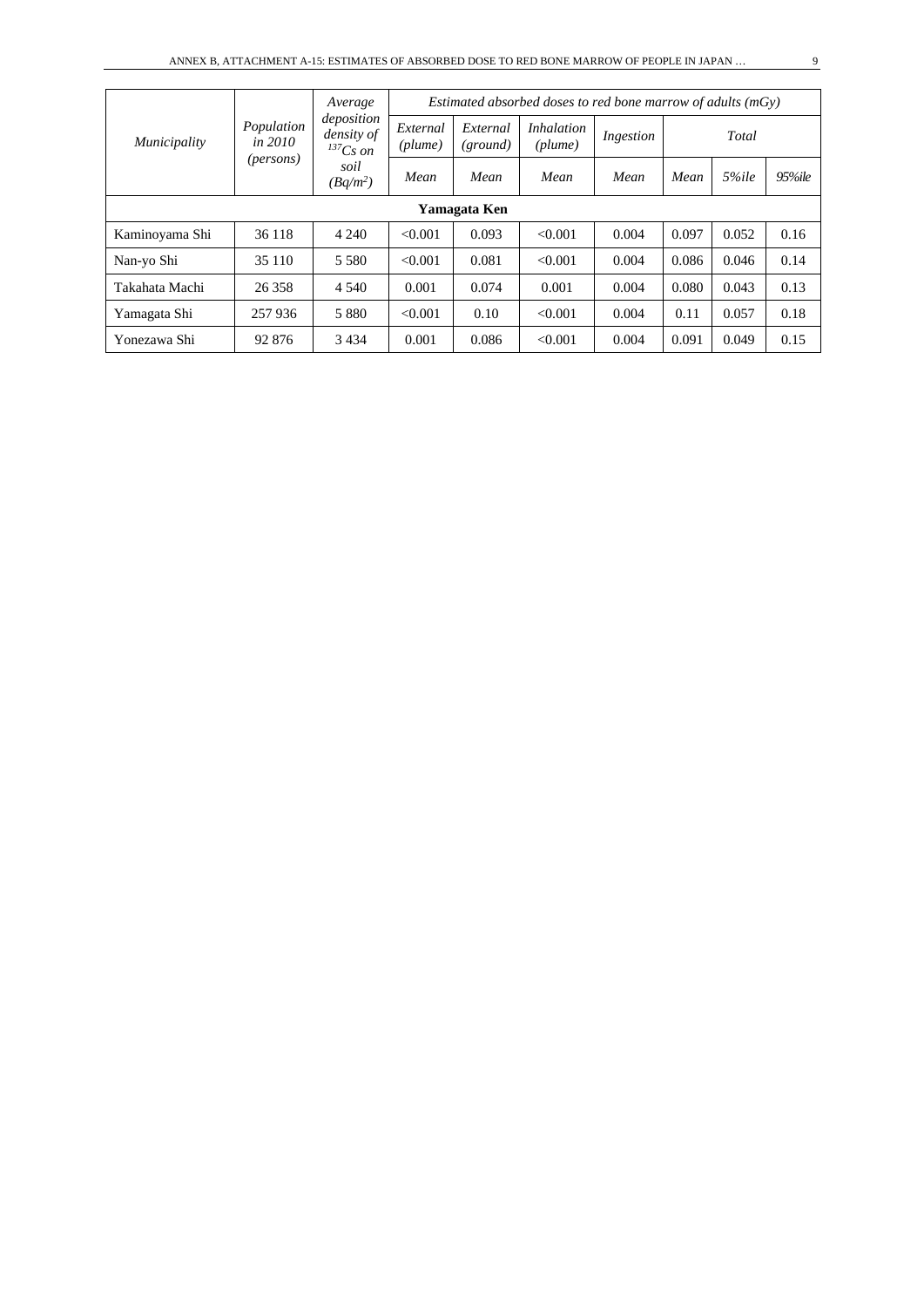| *Municipality* | *Population in 2010 (persons)* | *Average deposition density of $^{137}Cs$ on soil ($Bq/m^2$)* | *Estimated absorbed doses to red bone marrow of adults (mGy)* | | | | | | |
|---|---|---|---|---|---|---|---|---|---|
| | | | *External (plume)* | *External (ground)* | *Inhalation (plume)* | *Ingestion* | *Total* | | |
| | | | *Mean* | *Mean* | *Mean* | *Mean* | *Mean* | *5%ile* | *95%ile* |
| **Yamagata Ken** | | | | | | | | | |
| Kaminoyama Shi | 36 118 | 4 240 | <0.001 | 0.093 | <0.001 | 0.004 | 0.097 | 0.052 | 0.16 |
| Nan-yo Shi | 35 110 | 5 580 | <0.001 | 0.081 | <0.001 | 0.004 | 0.086 | 0.046 | 0.14 |
| Takahata Machi | 26 358 | 4 540 | 0.001 | 0.074 | 0.001 | 0.004 | 0.080 | 0.043 | 0.13 |
| Yamagata Shi | 257 936 | 5 880 | <0.001 | 0.10 | <0.001 | 0.004 | 0.11 | 0.057 | 0.18 |
| Yonezawa Shi | 92 876 | 3 434 | 0.001 | 0.086 | <0.001 | 0.004 | 0.091 | 0.049 | 0.15 |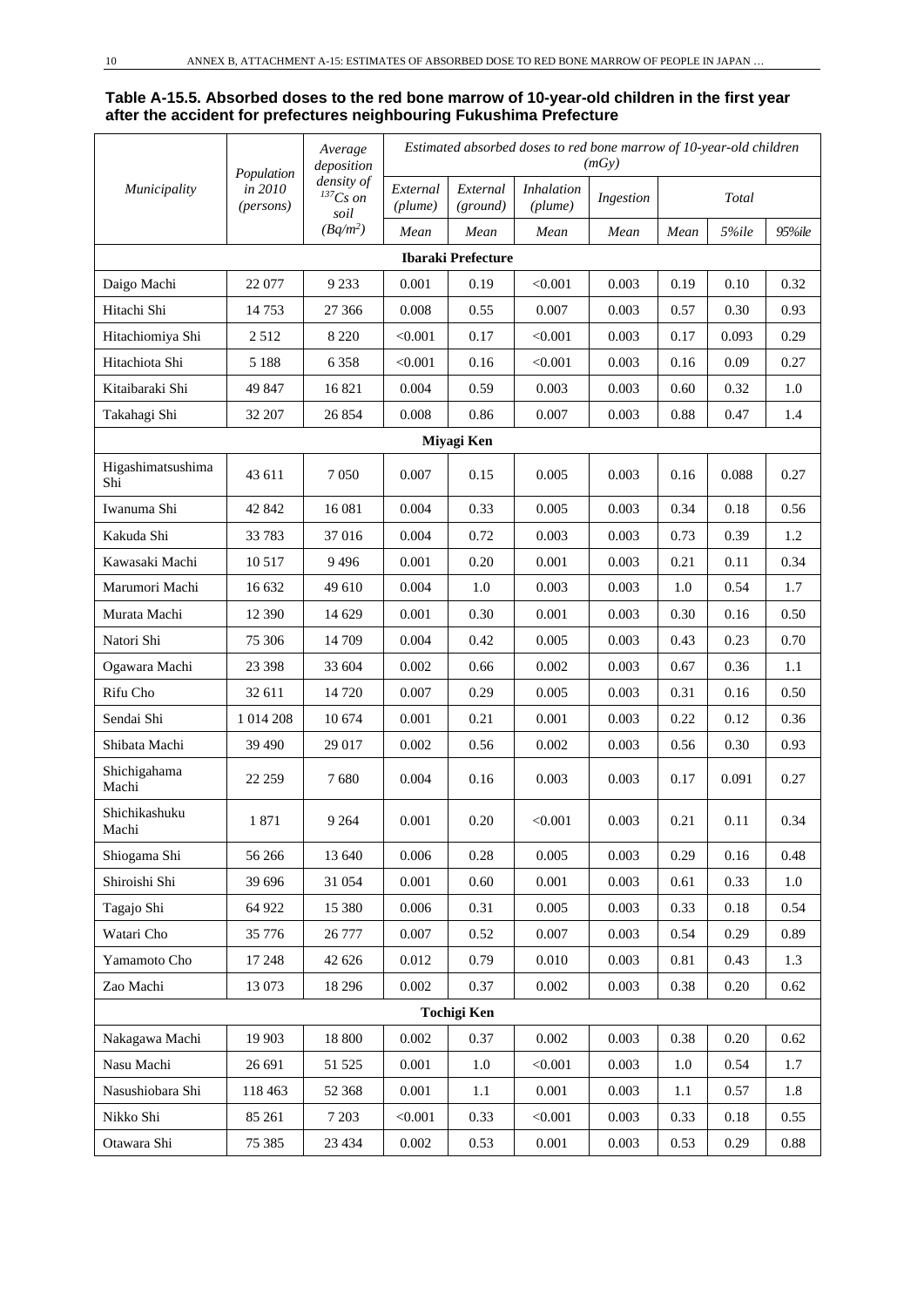**Table A-15.5. Absorbed doses to the red bone marrow of 10-year-old children in the first year after the accident for prefectures neighbouring Fukushima Prefecture**

| *Municipality* | *Population in 2010 (persons)* | *Average deposition density of $^{137}Cs$ on soil ($Bq/m^2$)* | *Estimated absorbed doses to red bone marrow of 10-year-old children (mGy)* | | | | | | |
|---|---|---|---|---|---|---|---|---|---|
| | | | *External (plume)* | *External (ground)* | *Inhalation (plume)* | *Ingestion* | *Total* | | |
| | | | *Mean* | *Mean* | *Mean* | *Mean* | *Mean* | *5%ile* | *95%ile* |
| **Ibaraki Prefecture** | | | | | | | | | |
| Daigo Machi | 22 077 | 9 233 | 0.001 | 0.19 | <0.001 | 0.003 | 0.19 | 0.10 | 0.32 |
| Hitachi Shi | 14 753 | 27 366 | 0.008 | 0.55 | 0.007 | 0.003 | 0.57 | 0.30 | 0.93 |
| Hitachiomiya Shi | 2 512 | 8 220 | <0.001 | 0.17 | <0.001 | 0.003 | 0.17 | 0.093 | 0.29 |
| Hitachiota Shi | 5 188 | 6 358 | <0.001 | 0.16 | <0.001 | 0.003 | 0.16 | 0.09 | 0.27 |
| Kitaibaraki Shi | 49 847 | 16 821 | 0.004 | 0.59 | 0.003 | 0.003 | 0.60 | 0.32 | 1.0 |
| Takahagi Shi | 32 207 | 26 854 | 0.008 | 0.86 | 0.007 | 0.003 | 0.88 | 0.47 | 1.4 |
| **Miyagi Ken** | | | | | | | | | |
| Higashimatsushima Shi | 43 611 | 7 050 | 0.007 | 0.15 | 0.005 | 0.003 | 0.16 | 0.088 | 0.27 |
| Iwanuma Shi | 42 842 | 16 081 | 0.004 | 0.33 | 0.005 | 0.003 | 0.34 | 0.18 | 0.56 |
| Kakuda Shi | 33 783 | 37 016 | 0.004 | 0.72 | 0.003 | 0.003 | 0.73 | 0.39 | 1.2 |
| Kawasaki Machi | 10 517 | 9 496 | 0.001 | 0.20 | 0.001 | 0.003 | 0.21 | 0.11 | 0.34 |
| Marumori Machi | 16 632 | 49 610 | 0.004 | 1.0 | 0.003 | 0.003 | 1.0 | 0.54 | 1.7 |
| Murata Machi | 12 390 | 14 629 | 0.001 | 0.30 | 0.001 | 0.003 | 0.30 | 0.16 | 0.50 |
| Natori Shi | 75 306 | 14 709 | 0.004 | 0.42 | 0.005 | 0.003 | 0.43 | 0.23 | 0.70 |
| Ogawara Machi | 23 398 | 33 604 | 0.002 | 0.66 | 0.002 | 0.003 | 0.67 | 0.36 | 1.1 |
| Rifu Cho | 32 611 | 14 720 | 0.007 | 0.29 | 0.005 | 0.003 | 0.31 | 0.16 | 0.50 |
| Sendai Shi | 1 014 208 | 10 674 | 0.001 | 0.21 | 0.001 | 0.003 | 0.22 | 0.12 | 0.36 |
| Shibata Machi | 39 490 | 29 017 | 0.002 | 0.56 | 0.002 | 0.003 | 0.56 | 0.30 | 0.93 |
| Shichigahama Machi | 22 259 | 7 680 | 0.004 | 0.16 | 0.003 | 0.003 | 0.17 | 0.091 | 0.27 |
| Shichikashuku Machi | 1 871 | 9 264 | 0.001 | 0.20 | <0.001 | 0.003 | 0.21 | 0.11 | 0.34 |
| Shiogama Shi | 56 266 | 13 640 | 0.006 | 0.28 | 0.005 | 0.003 | 0.29 | 0.16 | 0.48 |
| Shiroishi Shi | 39 696 | 31 054 | 0.001 | 0.60 | 0.001 | 0.003 | 0.61 | 0.33 | 1.0 |
| Tagajo Shi | 64 922 | 15 380 | 0.006 | 0.31 | 0.005 | 0.003 | 0.33 | 0.18 | 0.54 |
| Watari Cho | 35 776 | 26 777 | 0.007 | 0.52 | 0.007 | 0.003 | 0.54 | 0.29 | 0.89 |
| Yamamoto Cho | 17 248 | 42 626 | 0.012 | 0.79 | 0.010 | 0.003 | 0.81 | 0.43 | 1.3 |
| Zao Machi | 13 073 | 18 296 | 0.002 | 0.37 | 0.002 | 0.003 | 0.38 | 0.20 | 0.62 |
| **Tochigi Ken** | | | | | | | | | |
| Nakagawa Machi | 19 903 | 18 800 | 0.002 | 0.37 | 0.002 | 0.003 | 0.38 | 0.20 | 0.62 |
| Nasu Machi | 26 691 | 51 525 | 0.001 | 1.0 | <0.001 | 0.003 | 1.0 | 0.54 | 1.7 |
| Nasushiobara Shi | 118 463 | 52 368 | 0.001 | 1.1 | 0.001 | 0.003 | 1.1 | 0.57 | 1.8 |
| Nikko Shi | 85 261 | 7 203 | <0.001 | 0.33 | <0.001 | 0.003 | 0.33 | 0.18 | 0.55 |
| Otawara Shi | 75 385 | 23 434 | 0.002 | 0.53 | 0.001 | 0.003 | 0.53 | 0.29 | 0.88 |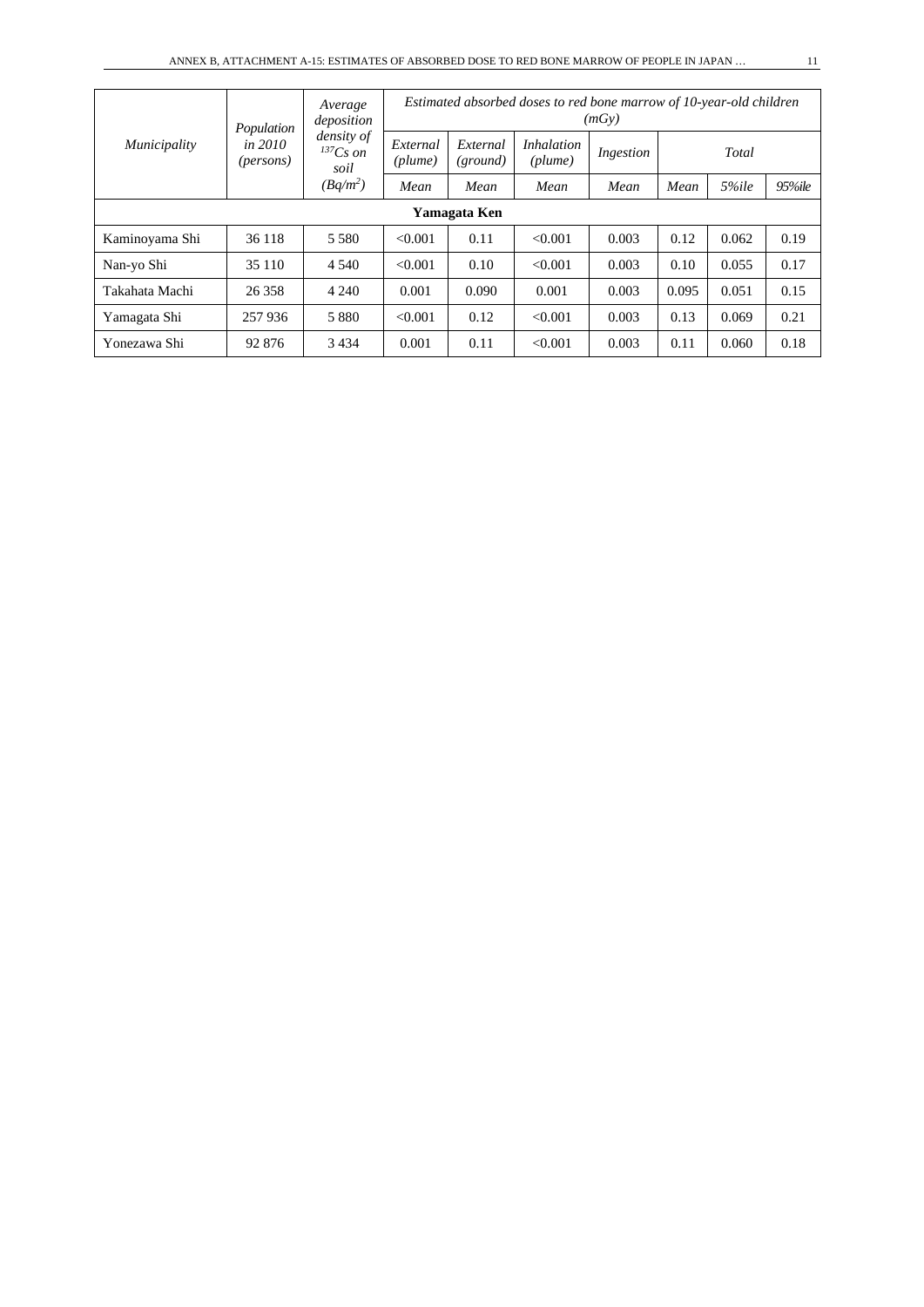| *Municipality* | *Population in 2010 (persons)* | *Average deposition density of $^{137}Cs$ on soil* | *Estimated absorbed doses to red bone marrow of 10-year-old children (mGy)* | | | | | | |
|---|---|---|---|---|---|---|---|---|---|
| | | | *External (plume)* | *External (ground)* | *Inhalation (plume)* | *Ingestion* | *Total* | | |
| | | *(Bq/m²)* | *Mean* | *Mean* | *Mean* | *Mean* | *Mean* | *5%ile* | *95%ile* |
| **Yamagata Ken** | | | | | | | | | |
| Kaminoyama Shi | 36 118 | 5 580 | <0.001 | 0.11 | <0.001 | 0.003 | 0.12 | 0.062 | 0.19 |
| Nan-yo Shi | 35 110 | 4 540 | <0.001 | 0.10 | <0.001 | 0.003 | 0.10 | 0.055 | 0.17 |
| Takahata Machi | 26 358 | 4 240 | 0.001 | 0.090 | 0.001 | 0.003 | 0.095 | 0.051 | 0.15 |
| Yamagata Shi | 257 936 | 5 880 | <0.001 | 0.12 | <0.001 | 0.003 | 0.13 | 0.069 | 0.21 |
| Yonezawa Shi | 92 876 | 3 434 | 0.001 | 0.11 | <0.001 | 0.003 | 0.11 | 0.060 | 0.18 |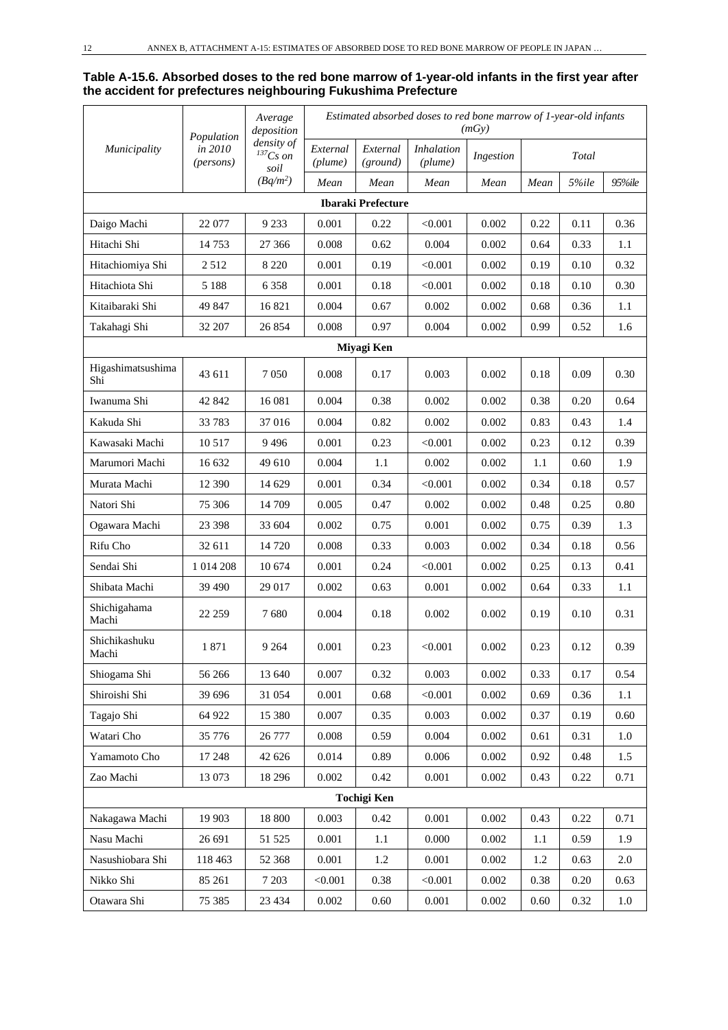**Table A-15.6. Absorbed doses to the red bone marrow of 1-year-old infants in the first year after the accident for prefectures neighbouring Fukushima Prefecture**

| *Municipality* | *Population in 2010 (persons)* | *Average deposition density of $^{137}Cs$ on soil ($Bq/m^2$)* | *Estimated absorbed doses to red bone marrow of 1-year-old infants (mGy)* | | | | | | |
|---|---|---|---|---|---|---|---|---|---|
| | | | *External (plume)* | *External (ground)* | *Inhalation (plume)* | *Ingestion* | *Total* | | |
| | | | *Mean* | *Mean* | *Mean* | *Mean* | *Mean* | *5%ile* | *95%ile* |
| **Ibaraki Prefecture** | | | | | | | | | |
| Daigo Machi | 22 077 | 9 233 | 0.001 | 0.22 | <0.001 | 0.002 | 0.22 | 0.11 | 0.36 |
| Hitachi Shi | 14 753 | 27 366 | 0.008 | 0.62 | 0.004 | 0.002 | 0.64 | 0.33 | 1.1 |
| Hitachiomiya Shi | 2 512 | 8 220 | 0.001 | 0.19 | <0.001 | 0.002 | 0.19 | 0.10 | 0.32 |
| Hitachiota Shi | 5 188 | 6 358 | 0.001 | 0.18 | <0.001 | 0.002 | 0.18 | 0.10 | 0.30 |
| Kitaibaraki Shi | 49 847 | 16 821 | 0.004 | 0.67 | 0.002 | 0.002 | 0.68 | 0.36 | 1.1 |
| Takahagi Shi | 32 207 | 26 854 | 0.008 | 0.97 | 0.004 | 0.002 | 0.99 | 0.52 | 1.6 |
| **Miyagi Ken** | | | | | | | | | |
| Higashimatsushima Shi | 43 611 | 7 050 | 0.008 | 0.17 | 0.003 | 0.002 | 0.18 | 0.09 | 0.30 |
| Iwanuma Shi | 42 842 | 16 081 | 0.004 | 0.38 | 0.002 | 0.002 | 0.38 | 0.20 | 0.64 |
| Kakuda Shi | 33 783 | 37 016 | 0.004 | 0.82 | 0.002 | 0.002 | 0.83 | 0.43 | 1.4 |
| Kawasaki Machi | 10 517 | 9 496 | 0.001 | 0.23 | <0.001 | 0.002 | 0.23 | 0.12 | 0.39 |
| Marumori Machi | 16 632 | 49 610 | 0.004 | 1.1 | 0.002 | 0.002 | 1.1 | 0.60 | 1.9 |
| Murata Machi | 12 390 | 14 629 | 0.001 | 0.34 | <0.001 | 0.002 | 0.34 | 0.18 | 0.57 |
| Natori Shi | 75 306 | 14 709 | 0.005 | 0.47 | 0.002 | 0.002 | 0.48 | 0.25 | 0.80 |
| Ogawara Machi | 23 398 | 33 604 | 0.002 | 0.75 | 0.001 | 0.002 | 0.75 | 0.39 | 1.3 |
| Rifu Cho | 32 611 | 14 720 | 0.008 | 0.33 | 0.003 | 0.002 | 0.34 | 0.18 | 0.56 |
| Sendai Shi | 1 014 208 | 10 674 | 0.001 | 0.24 | <0.001 | 0.002 | 0.25 | 0.13 | 0.41 |
| Shibata Machi | 39 490 | 29 017 | 0.002 | 0.63 | 0.001 | 0.002 | 0.64 | 0.33 | 1.1 |
| Shichigahama Machi | 22 259 | 7 680 | 0.004 | 0.18 | 0.002 | 0.002 | 0.19 | 0.10 | 0.31 |
| Shichikashuku Machi | 1 871 | 9 264 | 0.001 | 0.23 | <0.001 | 0.002 | 0.23 | 0.12 | 0.39 |
| Shiogama Shi | 56 266 | 13 640 | 0.007 | 0.32 | 0.003 | 0.002 | 0.33 | 0.17 | 0.54 |
| Shiroishi Shi | 39 696 | 31 054 | 0.001 | 0.68 | <0.001 | 0.002 | 0.69 | 0.36 | 1.1 |
| Tagajo Shi | 64 922 | 15 380 | 0.007 | 0.35 | 0.003 | 0.002 | 0.37 | 0.19 | 0.60 |
| Watari Cho | 35 776 | 26 777 | 0.008 | 0.59 | 0.004 | 0.002 | 0.61 | 0.31 | 1.0 |
| Yamamoto Cho | 17 248 | 42 626 | 0.014 | 0.89 | 0.006 | 0.002 | 0.92 | 0.48 | 1.5 |
| Zao Machi | 13 073 | 18 296 | 0.002 | 0.42 | 0.001 | 0.002 | 0.43 | 0.22 | 0.71 |
| **Tochigi Ken** | | | | | | | | | |
| Nakagawa Machi | 19 903 | 18 800 | 0.003 | 0.42 | 0.001 | 0.002 | 0.43 | 0.22 | 0.71 |
| Nasu Machi | 26 691 | 51 525 | 0.001 | 1.1 | 0.000 | 0.002 | 1.1 | 0.59 | 1.9 |
| Nasushiobara Shi | 118 463 | 52 368 | 0.001 | 1.2 | 0.001 | 0.002 | 1.2 | 0.63 | 2.0 |
| Nikko Shi | 85 261 | 7 203 | <0.001 | 0.38 | <0.001 | 0.002 | 0.38 | 0.20 | 0.63 |
| Otawara Shi | 75 385 | 23 434 | 0.002 | 0.60 | 0.001 | 0.002 | 0.60 | 0.32 | 1.0 |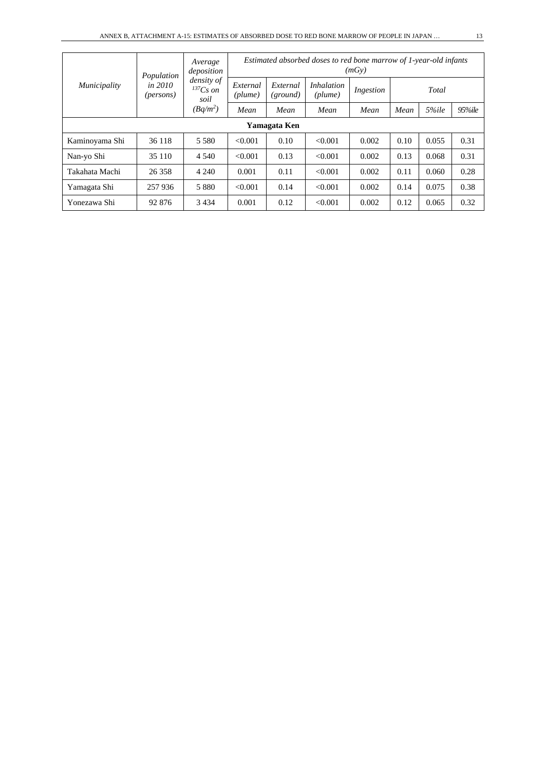| *Municipality* | *Population in 2010 (persons)* | *Average deposition density of $^{137}Cs$ on soil ($Bq/m^2$)* | *Estimated absorbed doses to red bone marrow of 1-year-old infants (mGy)* | | | | | | |
|---|---|---|---|---|---|---|---|---|---|
| | | | *External (plume)* | *External (ground)* | *Inhalation (plume)* | *Ingestion* | *Total* | | |
| | | | *Mean* | *Mean* | *Mean* | *Mean* | *Mean* | *5%ile* | *95%ile* |
| **Yamagata Ken** | | | | | | | | | |
| Kaminoyama Shi | 36 118 | 5 580 | <0.001 | 0.10 | <0.001 | 0.002 | 0.10 | 0.055 | 0.31 |
| Nan-yo Shi | 35 110 | 4 540 | <0.001 | 0.13 | <0.001 | 0.002 | 0.13 | 0.068 | 0.31 |
| Takahata Machi | 26 358 | 4 240 | 0.001 | 0.11 | <0.001 | 0.002 | 0.11 | 0.060 | 0.28 |
| Yamagata Shi | 257 936 | 5 880 | <0.001 | 0.14 | <0.001 | 0.002 | 0.14 | 0.075 | 0.38 |
| Yonezawa Shi | 92 876 | 3 434 | 0.001 | 0.12 | <0.001 | 0.002 | 0.12 | 0.065 | 0.32 |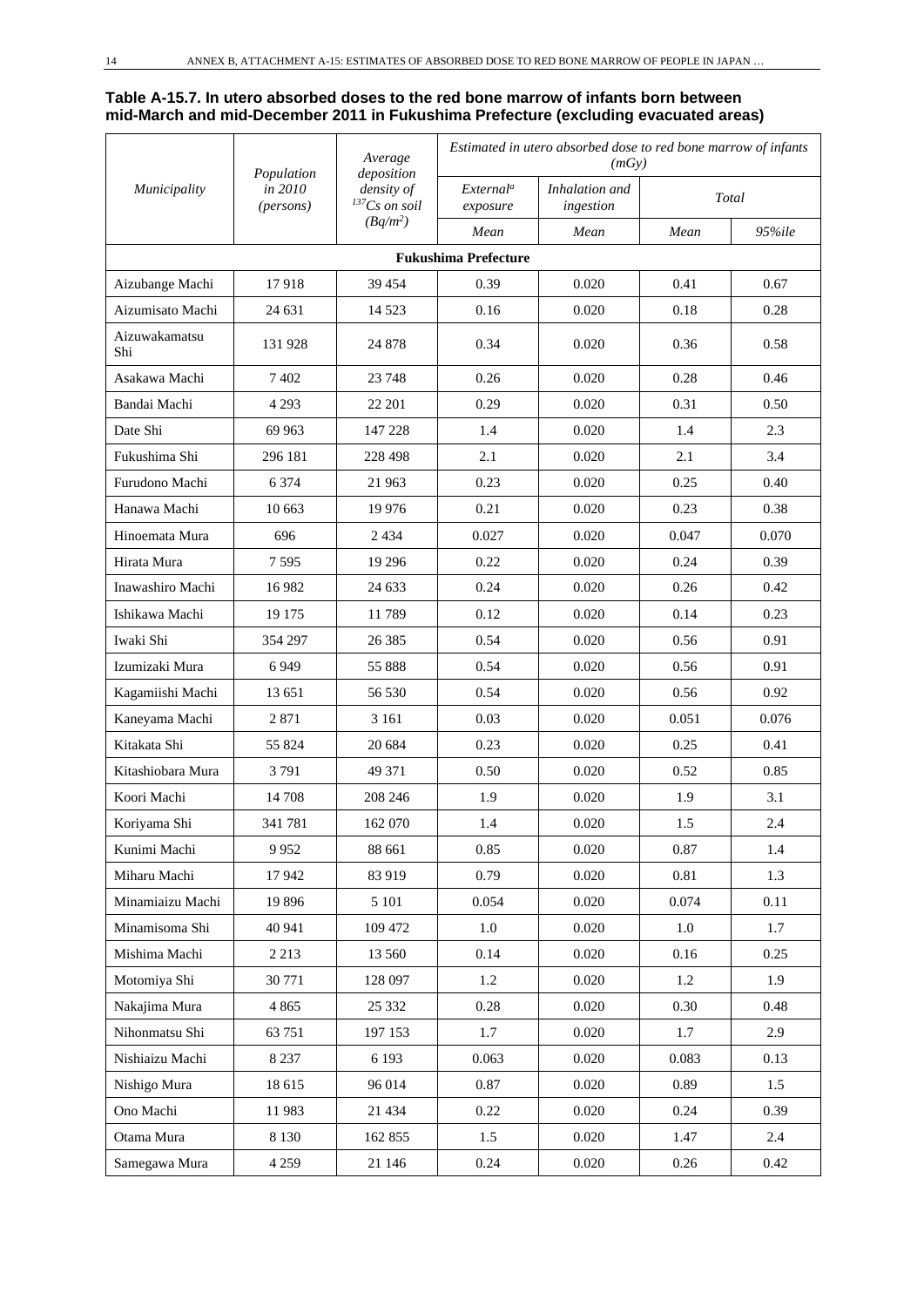**Table A-15.7. In utero absorbed doses to the red bone marrow of infants born between mid-March and mid-December 2011 in Fukushima Prefecture (excluding evacuated areas)**

| *Municipality* | *Population in 2010 (persons)* | *Average deposition density of $^{137}Cs$ on soil ($Bq/m^2$)* | *Estimated in utero absorbed dose to red bone marrow of infants (mGy)* | | | |
|---|---|---|---|---|---|---|
| | | | *External[a] exposure* | *Inhalation and ingestion* | *Total* | |
| | | | *Mean* | *Mean* | *Mean* | *95%ile* |
| **Fukushima Prefecture** | | | | | | |
| Aizubange Machi | 17 918 | 39 454 | 0.39 | 0.020 | 0.41 | 0.67 |
| Aizumisato Machi | 24 631 | 14 523 | 0.16 | 0.020 | 0.18 | 0.28 |
| Aizuwakamatsu Shi | 131 928 | 24 878 | 0.34 | 0.020 | 0.36 | 0.58 |
| Asakawa Machi | 7 402 | 23 748 | 0.26 | 0.020 | 0.28 | 0.46 |
| Bandai Machi | 4 293 | 22 201 | 0.29 | 0.020 | 0.31 | 0.50 |
| Date Shi | 69 963 | 147 228 | 1.4 | 0.020 | 1.4 | 2.3 |
| Fukushima Shi | 296 181 | 228 498 | 2.1 | 0.020 | 2.1 | 3.4 |
| Furudono Machi | 6 374 | 21 963 | 0.23 | 0.020 | 0.25 | 0.40 |
| Hanawa Machi | 10 663 | 19 976 | 0.21 | 0.020 | 0.23 | 0.38 |
| Hinoemata Mura | 696 | 2 434 | 0.027 | 0.020 | 0.047 | 0.070 |
| Hirata Mura | 7 595 | 19 296 | 0.22 | 0.020 | 0.24 | 0.39 |
| Inawashiro Machi | 16 982 | 24 633 | 0.24 | 0.020 | 0.26 | 0.42 |
| Ishikawa Machi | 19 175 | 11 789 | 0.12 | 0.020 | 0.14 | 0.23 |
| Iwaki Shi | 354 297 | 26 385 | 0.54 | 0.020 | 0.56 | 0.91 |
| Izumizaki Mura | 6 949 | 55 888 | 0.54 | 0.020 | 0.56 | 0.91 |
| Kagamiishi Machi | 13 651 | 56 530 | 0.54 | 0.020 | 0.56 | 0.92 |
| Kaneyama Machi | 2 871 | 3 161 | 0.03 | 0.020 | 0.051 | 0.076 |
| Kitakata Shi | 55 824 | 20 684 | 0.23 | 0.020 | 0.25 | 0.41 |
| Kitashiobara Mura | 3 791 | 49 371 | 0.50 | 0.020 | 0.52 | 0.85 |
| Koori Machi | 14 708 | 208 246 | 1.9 | 0.020 | 1.9 | 3.1 |
| Koriyama Shi | 341 781 | 162 070 | 1.4 | 0.020 | 1.5 | 2.4 |
| Kunimi Machi | 9 952 | 88 661 | 0.85 | 0.020 | 0.87 | 1.4 |
| Miharu Machi | 17 942 | 83 919 | 0.79 | 0.020 | 0.81 | 1.3 |
| Minamiaizu Machi | 19 896 | 5 101 | 0.054 | 0.020 | 0.074 | 0.11 |
| Minamisoma Shi | 40 941 | 109 472 | 1.0 | 0.020 | 1.0 | 1.7 |
| Mishima Machi | 2 213 | 13 560 | 0.14 | 0.020 | 0.16 | 0.25 |
| Motomiya Shi | 30 771 | 128 097 | 1.2 | 0.020 | 1.2 | 1.9 |
| Nakajima Mura | 4 865 | 25 332 | 0.28 | 0.020 | 0.30 | 0.48 |
| Nihonmatsu Shi | 63 751 | 197 153 | 1.7 | 0.020 | 1.7 | 2.9 |
| Nishiaizu Machi | 8 237 | 6 193 | 0.063 | 0.020 | 0.083 | 0.13 |
| Nishigo Mura | 18 615 | 96 014 | 0.87 | 0.020 | 0.89 | 1.5 |
| Ono Machi | 11 983 | 21 434 | 0.22 | 0.020 | 0.24 | 0.39 |
| Otama Mura | 8 130 | 162 855 | 1.5 | 0.020 | 1.47 | 2.4 |
| Samegawa Mura | 4 259 | 21 146 | 0.24 | 0.020 | 0.26 | 0.42 |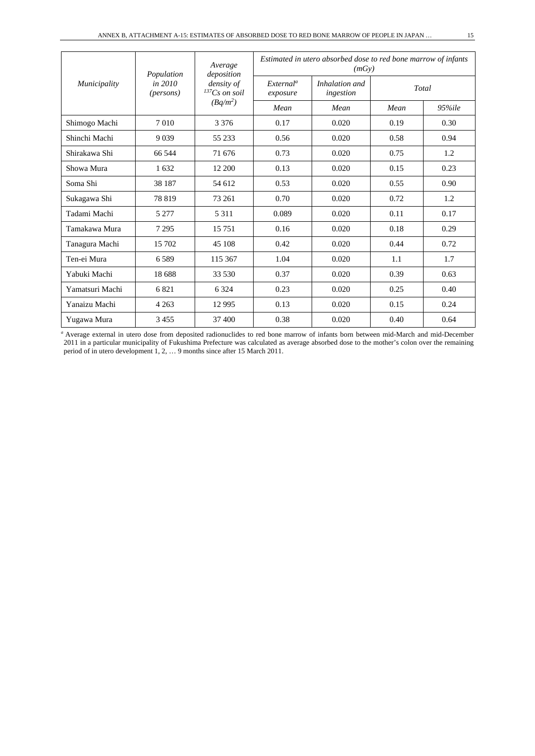| *Municipality* | *Population in 2010 (persons)* | *Average deposition density of $^{137}Cs$ on soil ($Bq/m^2$)* | *Estimated in utero absorbed dose to red bone marrow of infants (mGy)* | | | |
|---|---|---|---|---|---|---|
| | | | *External[a] exposure* | *Inhalation and ingestion* | *Total* | |
| | | | *Mean* | *Mean* | *Mean* | *95%ile* |
| Shimogo Machi | 7 010 | 3 376 | 0.17 | 0.020 | 0.19 | 0.30 |
| Shinchi Machi | 9 039 | 55 233 | 0.56 | 0.020 | 0.58 | 0.94 |
| Shirakawa Shi | 66 544 | 71 676 | 0.73 | 0.020 | 0.75 | 1.2 |
| Showa Mura | 1 632 | 12 200 | 0.13 | 0.020 | 0.15 | 0.23 |
| Soma Shi | 38 187 | 54 612 | 0.53 | 0.020 | 0.55 | 0.90 |
| Sukagawa Shi | 78 819 | 73 261 | 0.70 | 0.020 | 0.72 | 1.2 |
| Tadami Machi | 5 277 | 5 311 | 0.089 | 0.020 | 0.11 | 0.17 |
| Tamakawa Mura | 7 295 | 15 751 | 0.16 | 0.020 | 0.18 | 0.29 |
| Tanagura Machi | 15 702 | 45 108 | 0.42 | 0.020 | 0.44 | 0.72 |
| Ten-ei Mura | 6 589 | 115 367 | 1.04 | 0.020 | 1.1 | 1.7 |
| Yabuki Machi | 18 688 | 33 530 | 0.37 | 0.020 | 0.39 | 0.63 |
| Yamatsuri Machi | 6 821 | 6 324 | 0.23 | 0.020 | 0.25 | 0.40 |
| Yanaizu Machi | 4 263 | 12 995 | 0.13 | 0.020 | 0.15 | 0.24 |
| Yugawa Mura | 3 455 | 37 400 | 0.38 | 0.020 | 0.40 | 0.64 |

[a] Average external in utero dose from deposited radionuclides to red bone marrow of infants born between mid-March and mid-December 2011 in a particular municipality of Fukushima Prefecture was calculated as average absorbed dose to the mother's colon over the remaining period of in utero development 1, 2, … 9 months since after 15 March 2011.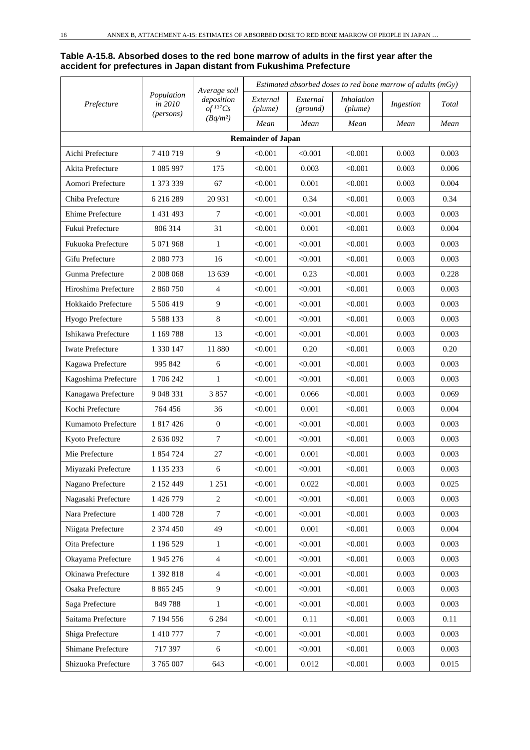**Table A-15.8. Absorbed doses to the red bone marrow of adults in the first year after the accident for prefectures in Japan distant from Fukushima Prefecture**

| *Prefecture* | *Population in 2010 (persons)* | *Average soil deposition of $^{137}Cs$ ($Bq/m^2$)* | *Estimated absorbed doses to red bone marrow of adults (mGy)* | | | | |
|---|---|---|---|---|---|---|---|
| | | | *External (plume)* | *External (ground)* | *Inhalation (plume)* | *Ingestion* | *Total* |
| | | | *Mean* | *Mean* | *Mean* | *Mean* | *Mean* |
| **Remainder of Japan** | | | | | | | |
| Aichi Prefecture | 7 410 719 | 9 | <0.001 | <0.001 | <0.001 | 0.003 | 0.003 |
| Akita Prefecture | 1 085 997 | 175 | <0.001 | 0.003 | <0.001 | 0.003 | 0.006 |
| Aomori Prefecture | 1 373 339 | 67 | <0.001 | 0.001 | <0.001 | 0.003 | 0.004 |
| Chiba Prefecture | 6 216 289 | 20 931 | <0.001 | 0.34 | <0.001 | 0.003 | 0.34 |
| Ehime Prefecture | 1 431 493 | 7 | <0.001 | <0.001 | <0.001 | 0.003 | 0.003 |
| Fukui Prefecture | 806 314 | 31 | <0.001 | 0.001 | <0.001 | 0.003 | 0.004 |
| Fukuoka Prefecture | 5 071 968 | 1 | <0.001 | <0.001 | <0.001 | 0.003 | 0.003 |
| Gifu Prefecture | 2 080 773 | 16 | <0.001 | <0.001 | <0.001 | 0.003 | 0.003 |
| Gunma Prefecture | 2 008 068 | 13 639 | <0.001 | 0.23 | <0.001 | 0.003 | 0.228 |
| Hiroshima Prefecture | 2 860 750 | 4 | <0.001 | <0.001 | <0.001 | 0.003 | 0.003 |
| Hokkaido Prefecture | 5 506 419 | 9 | <0.001 | <0.001 | <0.001 | 0.003 | 0.003 |
| Hyogo Prefecture | 5 588 133 | 8 | <0.001 | <0.001 | <0.001 | 0.003 | 0.003 |
| Ishikawa Prefecture | 1 169 788 | 13 | <0.001 | <0.001 | <0.001 | 0.003 | 0.003 |
| Iwate Prefecture | 1 330 147 | 11 880 | <0.001 | 0.20 | <0.001 | 0.003 | 0.20 |
| Kagawa Prefecture | 995 842 | 6 | <0.001 | <0.001 | <0.001 | 0.003 | 0.003 |
| Kagoshima Prefecture | 1 706 242 | 1 | <0.001 | <0.001 | <0.001 | 0.003 | 0.003 |
| Kanagawa Prefecture | 9 048 331 | 3 857 | <0.001 | 0.066 | <0.001 | 0.003 | 0.069 |
| Kochi Prefecture | 764 456 | 36 | <0.001 | 0.001 | <0.001 | 0.003 | 0.004 |
| Kumamoto Prefecture | 1 817 426 | 0 | <0.001 | <0.001 | <0.001 | 0.003 | 0.003 |
| Kyoto Prefecture | 2 636 092 | 7 | <0.001 | <0.001 | <0.001 | 0.003 | 0.003 |
| Mie Prefecture | 1 854 724 | 27 | <0.001 | 0.001 | <0.001 | 0.003 | 0.003 |
| Miyazaki Prefecture | 1 135 233 | 6 | <0.001 | <0.001 | <0.001 | 0.003 | 0.003 |
| Nagano Prefecture | 2 152 449 | 1 251 | <0.001 | 0.022 | <0.001 | 0.003 | 0.025 |
| Nagasaki Prefecture | 1 426 779 | 2 | <0.001 | <0.001 | <0.001 | 0.003 | 0.003 |
| Nara Prefecture | 1 400 728 | 7 | <0.001 | <0.001 | <0.001 | 0.003 | 0.003 |
| Niigata Prefecture | 2 374 450 | 49 | <0.001 | 0.001 | <0.001 | 0.003 | 0.004 |
| Oita Prefecture | 1 196 529 | 1 | <0.001 | <0.001 | <0.001 | 0.003 | 0.003 |
| Okayama Prefecture | 1 945 276 | 4 | <0.001 | <0.001 | <0.001 | 0.003 | 0.003 |
| Okinawa Prefecture | 1 392 818 | 4 | <0.001 | <0.001 | <0.001 | 0.003 | 0.003 |
| Osaka Prefecture | 8 865 245 | 9 | <0.001 | <0.001 | <0.001 | 0.003 | 0.003 |
| Saga Prefecture | 849 788 | 1 | <0.001 | <0.001 | <0.001 | 0.003 | 0.003 |
| Saitama Prefecture | 7 194 556 | 6 284 | <0.001 | 0.11 | <0.001 | 0.003 | 0.11 |
| Shiga Prefecture | 1 410 777 | 7 | <0.001 | <0.001 | <0.001 | 0.003 | 0.003 |
| Shimane Prefecture | 717 397 | 6 | <0.001 | <0.001 | <0.001 | 0.003 | 0.003 |
| Shizuoka Prefecture | 3 765 007 | 643 | <0.001 | 0.012 | <0.001 | 0.003 | 0.015 |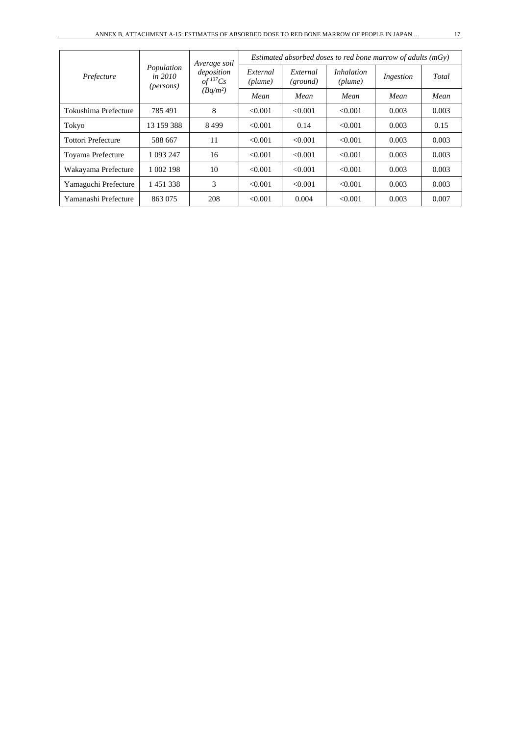| Prefecture | Population in 2010 (persons) | Average soil deposition of $^{137}Cs$ ($Bq/m^2$) | Estimated absorbed doses to red bone marrow of adults (mGy) | | | | |
|---|---|---|---|---|---|---|---|
| | | | External (plume) | External (ground) | Inhalation (plume) | Ingestion | Total |
| | | | Mean | Mean | Mean | Mean | Mean |
| Tokushima Prefecture | 785 491 | 8 | <0.001 | <0.001 | <0.001 | 0.003 | 0.003 |
| Tokyo | 13 159 388 | 8 499 | <0.001 | 0.14 | <0.001 | 0.003 | 0.15 |
| Tottori Prefecture | 588 667 | 11 | <0.001 | <0.001 | <0.001 | 0.003 | 0.003 |
| Toyama Prefecture | 1 093 247 | 16 | <0.001 | <0.001 | <0.001 | 0.003 | 0.003 |
| Wakayama Prefecture | 1 002 198 | 10 | <0.001 | <0.001 | <0.001 | 0.003 | 0.003 |
| Yamaguchi Prefecture | 1 451 338 | 3 | <0.001 | <0.001 | <0.001 | 0.003 | 0.003 |
| Yamanashi Prefecture | 863 075 | 208 | <0.001 | 0.004 | <0.001 | 0.003 | 0.007 |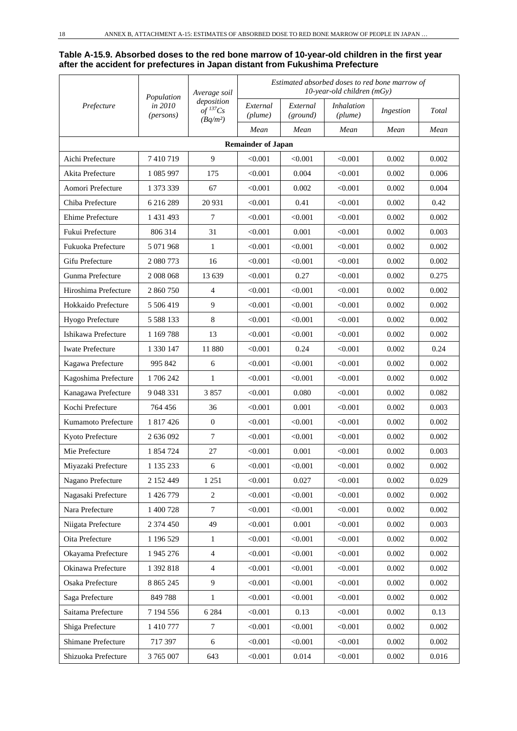**Table A-15.9. Absorbed doses to the red bone marrow of 10-year-old children in the first year after the accident for prefectures in Japan distant from Fukushima Prefecture**

| *Prefecture* | *Population in 2010 (persons)* | *Average soil deposition of $^{137}Cs$ (Bq/m²)* | *Estimated absorbed doses to red bone marrow of 10-year-old children (mGy)* | | | | |
|---|---|---|---|---|---|---|---|
| | | | *External (plume)* | *External (ground)* | *Inhalation (plume)* | *Ingestion* | *Total* |
| | | | *Mean* | *Mean* | *Mean* | *Mean* | *Mean* |
| **Remainder of Japan** | | | | | | | |
| Aichi Prefecture | 7 410 719 | 9 | <0.001 | <0.001 | <0.001 | 0.002 | 0.002 |
| Akita Prefecture | 1 085 997 | 175 | <0.001 | 0.004 | <0.001 | 0.002 | 0.006 |
| Aomori Prefecture | 1 373 339 | 67 | <0.001 | 0.002 | <0.001 | 0.002 | 0.004 |
| Chiba Prefecture | 6 216 289 | 20 931 | <0.001 | 0.41 | <0.001 | 0.002 | 0.42 |
| Ehime Prefecture | 1 431 493 | 7 | <0.001 | <0.001 | <0.001 | 0.002 | 0.002 |
| Fukui Prefecture | 806 314 | 31 | <0.001 | 0.001 | <0.001 | 0.002 | 0.003 |
| Fukuoka Prefecture | 5 071 968 | 1 | <0.001 | <0.001 | <0.001 | 0.002 | 0.002 |
| Gifu Prefecture | 2 080 773 | 16 | <0.001 | <0.001 | <0.001 | 0.002 | 0.002 |
| Gunma Prefecture | 2 008 068 | 13 639 | <0.001 | 0.27 | <0.001 | 0.002 | 0.275 |
| Hiroshima Prefecture | 2 860 750 | 4 | <0.001 | <0.001 | <0.001 | 0.002 | 0.002 |
| Hokkaido Prefecture | 5 506 419 | 9 | <0.001 | <0.001 | <0.001 | 0.002 | 0.002 |
| Hyogo Prefecture | 5 588 133 | 8 | <0.001 | <0.001 | <0.001 | 0.002 | 0.002 |
| Ishikawa Prefecture | 1 169 788 | 13 | <0.001 | <0.001 | <0.001 | 0.002 | 0.002 |
| Iwate Prefecture | 1 330 147 | 11 880 | <0.001 | 0.24 | <0.001 | 0.002 | 0.24 |
| Kagawa Prefecture | 995 842 | 6 | <0.001 | <0.001 | <0.001 | 0.002 | 0.002 |
| Kagoshima Prefecture | 1 706 242 | 1 | <0.001 | <0.001 | <0.001 | 0.002 | 0.002 |
| Kanagawa Prefecture | 9 048 331 | 3 857 | <0.001 | 0.080 | <0.001 | 0.002 | 0.082 |
| Kochi Prefecture | 764 456 | 36 | <0.001 | 0.001 | <0.001 | 0.002 | 0.003 |
| Kumamoto Prefecture | 1 817 426 | 0 | <0.001 | <0.001 | <0.001 | 0.002 | 0.002 |
| Kyoto Prefecture | 2 636 092 | 7 | <0.001 | <0.001 | <0.001 | 0.002 | 0.002 |
| Mie Prefecture | 1 854 724 | 27 | <0.001 | 0.001 | <0.001 | 0.002 | 0.003 |
| Miyazaki Prefecture | 1 135 233 | 6 | <0.001 | <0.001 | <0.001 | 0.002 | 0.002 |
| Nagano Prefecture | 2 152 449 | 1 251 | <0.001 | 0.027 | <0.001 | 0.002 | 0.029 |
| Nagasaki Prefecture | 1 426 779 | 2 | <0.001 | <0.001 | <0.001 | 0.002 | 0.002 |
| Nara Prefecture | 1 400 728 | 7 | <0.001 | <0.001 | <0.001 | 0.002 | 0.002 |
| Niigata Prefecture | 2 374 450 | 49 | <0.001 | 0.001 | <0.001 | 0.002 | 0.003 |
| Oita Prefecture | 1 196 529 | 1 | <0.001 | <0.001 | <0.001 | 0.002 | 0.002 |
| Okayama Prefecture | 1 945 276 | 4 | <0.001 | <0.001 | <0.001 | 0.002 | 0.002 |
| Okinawa Prefecture | 1 392 818 | 4 | <0.001 | <0.001 | <0.001 | 0.002 | 0.002 |
| Osaka Prefecture | 8 865 245 | 9 | <0.001 | <0.001 | <0.001 | 0.002 | 0.002 |
| Saga Prefecture | 849 788 | 1 | <0.001 | <0.001 | <0.001 | 0.002 | 0.002 |
| Saitama Prefecture | 7 194 556 | 6 284 | <0.001 | 0.13 | <0.001 | 0.002 | 0.13 |
| Shiga Prefecture | 1 410 777 | 7 | <0.001 | <0.001 | <0.001 | 0.002 | 0.002 |
| Shimane Prefecture | 717 397 | 6 | <0.001 | <0.001 | <0.001 | 0.002 | 0.002 |
| Shizuoka Prefecture | 3 765 007 | 643 | <0.001 | 0.014 | <0.001 | 0.002 | 0.016 |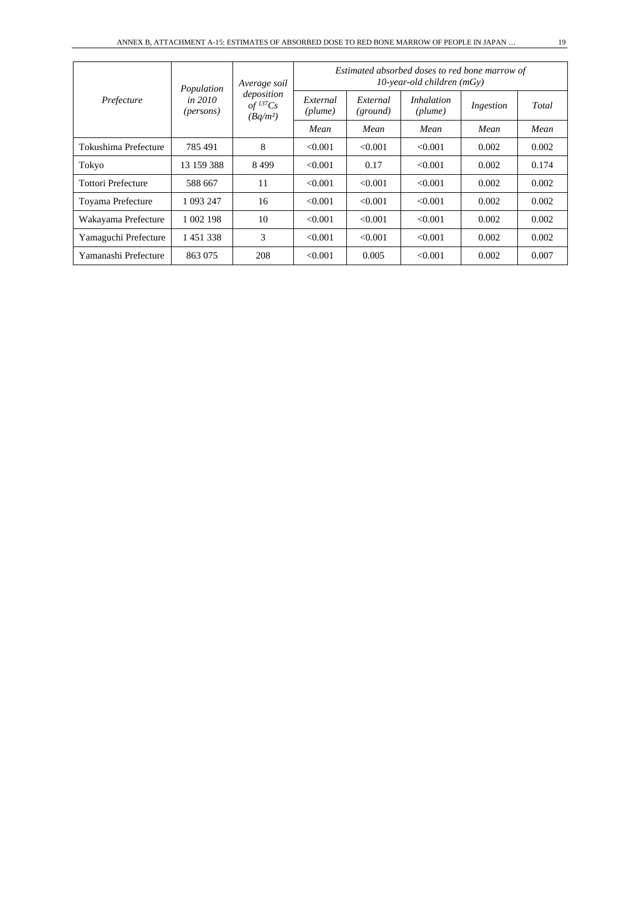| *Prefecture* | *Population in 2010 (persons)* | *Average soil deposition of $^{137}Cs$ (Bq/m²)* | *Estimated absorbed doses to red bone marrow of 10-year-old children (mGy)* | | | | |
|---|---|---|---|---|---|---|---|
| | | | *External (plume)* | *External (ground)* | *Inhalation (plume)* | *Ingestion* | *Total* |
| | | | *Mean* | *Mean* | *Mean* | *Mean* | *Mean* |
| Tokushima Prefecture | 785 491 | 8 | <0.001 | <0.001 | <0.001 | 0.002 | 0.002 |
| Tokyo | 13 159 388 | 8 499 | <0.001 | 0.17 | <0.001 | 0.002 | 0.174 |
| Tottori Prefecture | 588 667 | 11 | <0.001 | <0.001 | <0.001 | 0.002 | 0.002 |
| Toyama Prefecture | 1 093 247 | 16 | <0.001 | <0.001 | <0.001 | 0.002 | 0.002 |
| Wakayama Prefecture | 1 002 198 | 10 | <0.001 | <0.001 | <0.001 | 0.002 | 0.002 |
| Yamaguchi Prefecture | 1 451 338 | 3 | <0.001 | <0.001 | <0.001 | 0.002 | 0.002 |
| Yamanashi Prefecture | 863 075 | 208 | <0.001 | 0.005 | <0.001 | 0.002 | 0.007 |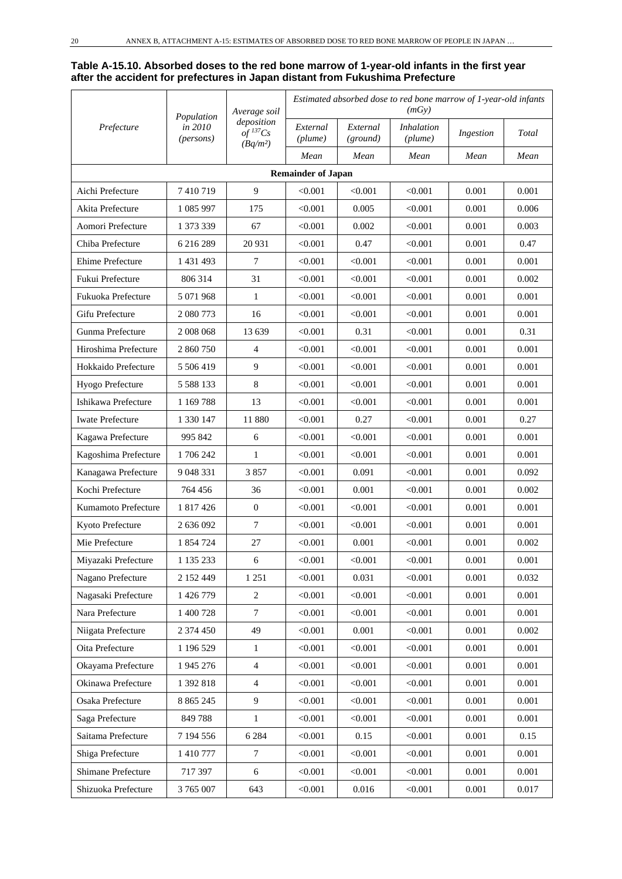**Table A-15.10. Absorbed doses to the red bone marrow of 1-year-old infants in the first year after the accident for prefectures in Japan distant from Fukushima Prefecture**

| *Prefecture* | *Population in 2010 (persons)* | *Average soil deposition of $^{137}Cs$ (Bq/m²)* | *Estimated absorbed dose to red bone marrow of 1-year-old infants (mGy)* | | | | |
|---|---|---|---|---|---|---|---|
| | | | *External (plume)* | *External (ground)* | *Inhalation (plume)* | *Ingestion* | *Total* |
| | | | *Mean* | *Mean* | *Mean* | *Mean* | *Mean* |
| **Remainder of Japan** | | | | | | | |
| Aichi Prefecture | 7 410 719 | 9 | <0.001 | <0.001 | <0.001 | 0.001 | 0.001 |
| Akita Prefecture | 1 085 997 | 175 | <0.001 | 0.005 | <0.001 | 0.001 | 0.006 |
| Aomori Prefecture | 1 373 339 | 67 | <0.001 | 0.002 | <0.001 | 0.001 | 0.003 |
| Chiba Prefecture | 6 216 289 | 20 931 | <0.001 | 0.47 | <0.001 | 0.001 | 0.47 |
| Ehime Prefecture | 1 431 493 | 7 | <0.001 | <0.001 | <0.001 | 0.001 | 0.001 |
| Fukui Prefecture | 806 314 | 31 | <0.001 | <0.001 | <0.001 | 0.001 | 0.002 |
| Fukuoka Prefecture | 5 071 968 | 1 | <0.001 | <0.001 | <0.001 | 0.001 | 0.001 |
| Gifu Prefecture | 2 080 773 | 16 | <0.001 | <0.001 | <0.001 | 0.001 | 0.001 |
| Gunma Prefecture | 2 008 068 | 13 639 | <0.001 | 0.31 | <0.001 | 0.001 | 0.31 |
| Hiroshima Prefecture | 2 860 750 | 4 | <0.001 | <0.001 | <0.001 | 0.001 | 0.001 |
| Hokkaido Prefecture | 5 506 419 | 9 | <0.001 | <0.001 | <0.001 | 0.001 | 0.001 |
| Hyogo Prefecture | 5 588 133 | 8 | <0.001 | <0.001 | <0.001 | 0.001 | 0.001 |
| Ishikawa Prefecture | 1 169 788 | 13 | <0.001 | <0.001 | <0.001 | 0.001 | 0.001 |
| Iwate Prefecture | 1 330 147 | 11 880 | <0.001 | 0.27 | <0.001 | 0.001 | 0.27 |
| Kagawa Prefecture | 995 842 | 6 | <0.001 | <0.001 | <0.001 | 0.001 | 0.001 |
| Kagoshima Prefecture | 1 706 242 | 1 | <0.001 | <0.001 | <0.001 | 0.001 | 0.001 |
| Kanagawa Prefecture | 9 048 331 | 3 857 | <0.001 | 0.091 | <0.001 | 0.001 | 0.092 |
| Kochi Prefecture | 764 456 | 36 | <0.001 | 0.001 | <0.001 | 0.001 | 0.002 |
| Kumamoto Prefecture | 1 817 426 | 0 | <0.001 | <0.001 | <0.001 | 0.001 | 0.001 |
| Kyoto Prefecture | 2 636 092 | 7 | <0.001 | <0.001 | <0.001 | 0.001 | 0.001 |
| Mie Prefecture | 1 854 724 | 27 | <0.001 | 0.001 | <0.001 | 0.001 | 0.002 |
| Miyazaki Prefecture | 1 135 233 | 6 | <0.001 | <0.001 | <0.001 | 0.001 | 0.001 |
| Nagano Prefecture | 2 152 449 | 1 251 | <0.001 | 0.031 | <0.001 | 0.001 | 0.032 |
| Nagasaki Prefecture | 1 426 779 | 2 | <0.001 | <0.001 | <0.001 | 0.001 | 0.001 |
| Nara Prefecture | 1 400 728 | 7 | <0.001 | <0.001 | <0.001 | 0.001 | 0.001 |
| Niigata Prefecture | 2 374 450 | 49 | <0.001 | 0.001 | <0.001 | 0.001 | 0.002 |
| Oita Prefecture | 1 196 529 | 1 | <0.001 | <0.001 | <0.001 | 0.001 | 0.001 |
| Okayama Prefecture | 1 945 276 | 4 | <0.001 | <0.001 | <0.001 | 0.001 | 0.001 |
| Okinawa Prefecture | 1 392 818 | 4 | <0.001 | <0.001 | <0.001 | 0.001 | 0.001 |
| Osaka Prefecture | 8 865 245 | 9 | <0.001 | <0.001 | <0.001 | 0.001 | 0.001 |
| Saga Prefecture | 849 788 | 1 | <0.001 | <0.001 | <0.001 | 0.001 | 0.001 |
| Saitama Prefecture | 7 194 556 | 6 284 | <0.001 | 0.15 | <0.001 | 0.001 | 0.15 |
| Shiga Prefecture | 1 410 777 | 7 | <0.001 | <0.001 | <0.001 | 0.001 | 0.001 |
| Shimane Prefecture | 717 397 | 6 | <0.001 | <0.001 | <0.001 | 0.001 | 0.001 |
| Shizuoka Prefecture | 3 765 007 | 643 | <0.001 | 0.016 | <0.001 | 0.001 | 0.017 |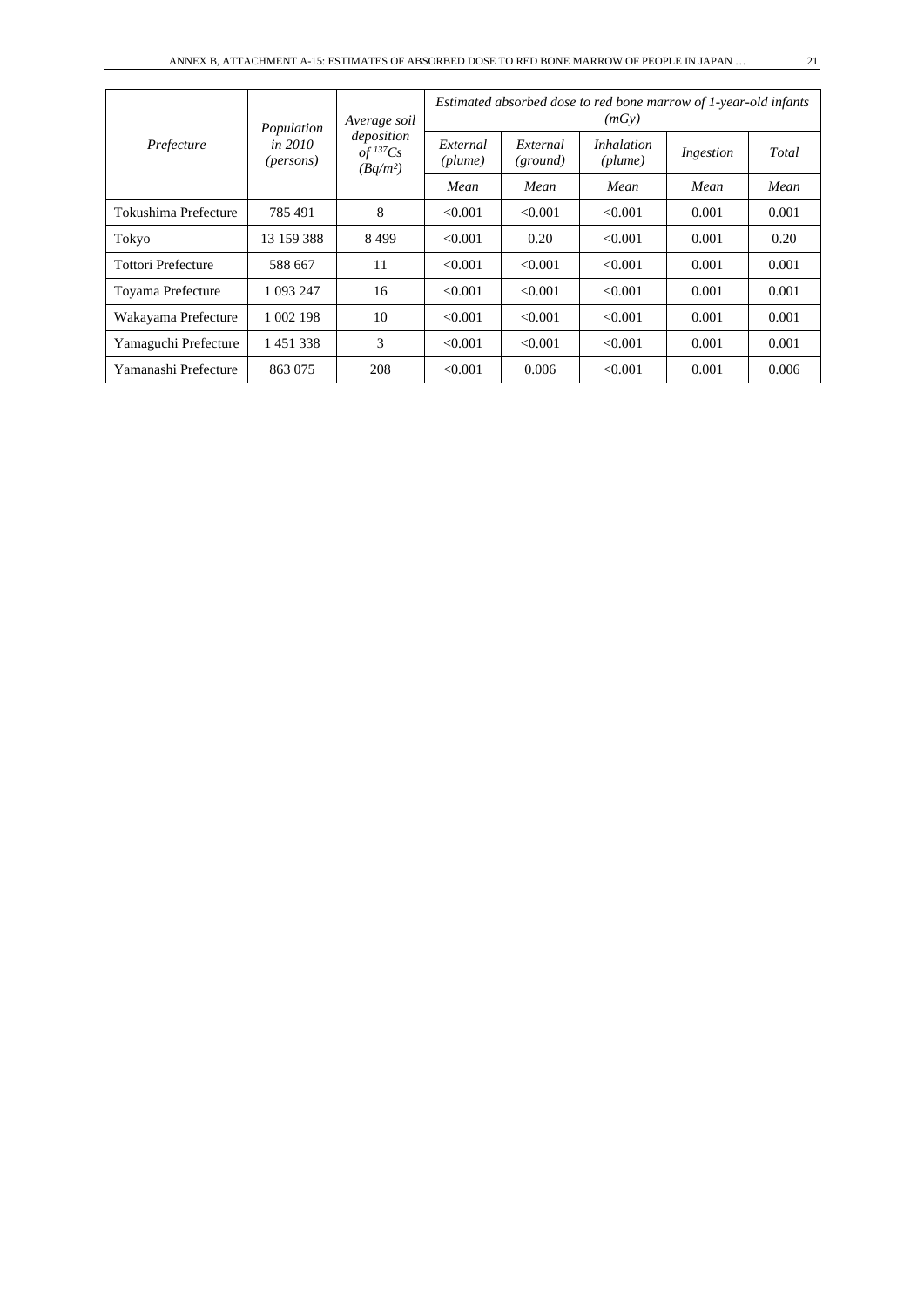| *Prefecture* | *Population in 2010 (persons)* | *Average soil deposition of $^{137}Cs$ (Bq/m²)* | *Estimated absorbed dose to red bone marrow of 1-year-old infants (mGy)* | | | | |
|---|---|---|---|---|---|---|---|
| | | | *External (plume)* | *External (ground)* | *Inhalation (plume)* | *Ingestion* | *Total* |
| | | | *Mean* | *Mean* | *Mean* | *Mean* | *Mean* |
| Tokushima Prefecture | 785 491 | 8 | <0.001 | <0.001 | <0.001 | 0.001 | 0.001 |
| Tokyo | 13 159 388 | 8 499 | <0.001 | 0.20 | <0.001 | 0.001 | 0.20 |
| Tottori Prefecture | 588 667 | 11 | <0.001 | <0.001 | <0.001 | 0.001 | 0.001 |
| Toyama Prefecture | 1 093 247 | 16 | <0.001 | <0.001 | <0.001 | 0.001 | 0.001 |
| Wakayama Prefecture | 1 002 198 | 10 | <0.001 | <0.001 | <0.001 | 0.001 | 0.001 |
| Yamaguchi Prefecture | 1 451 338 | 3 | <0.001 | <0.001 | <0.001 | 0.001 | 0.001 |
| Yamanashi Prefecture | 863 075 | 208 | <0.001 | 0.006 | <0.001 | 0.001 | 0.006 |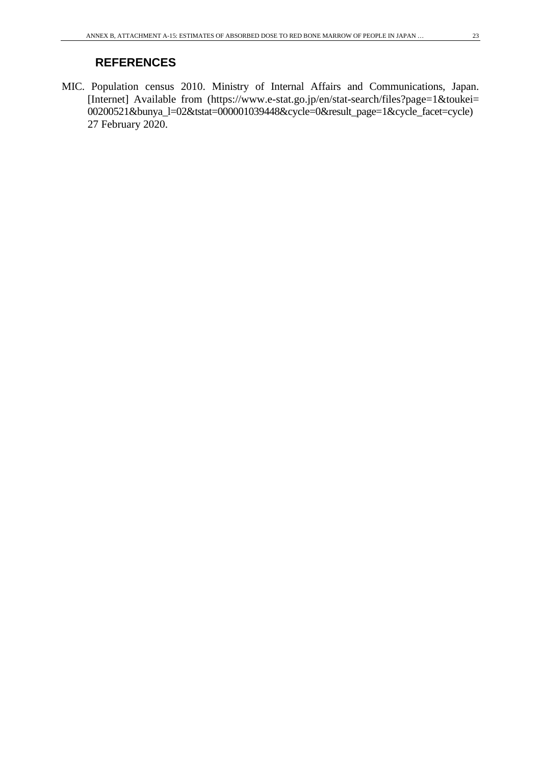## REFERENCES

MIC. Population census 2010. Ministry of Internal Affairs and Communications, Japan. [Internet] Available from (https://www.e-stat.go.jp/en/stat-search/files?page=1&toukei=00200521&bunya_l=02&tstat=000001039448&cycle=0&result_page=1&cycle_facet=cycle) 27 February 2020.